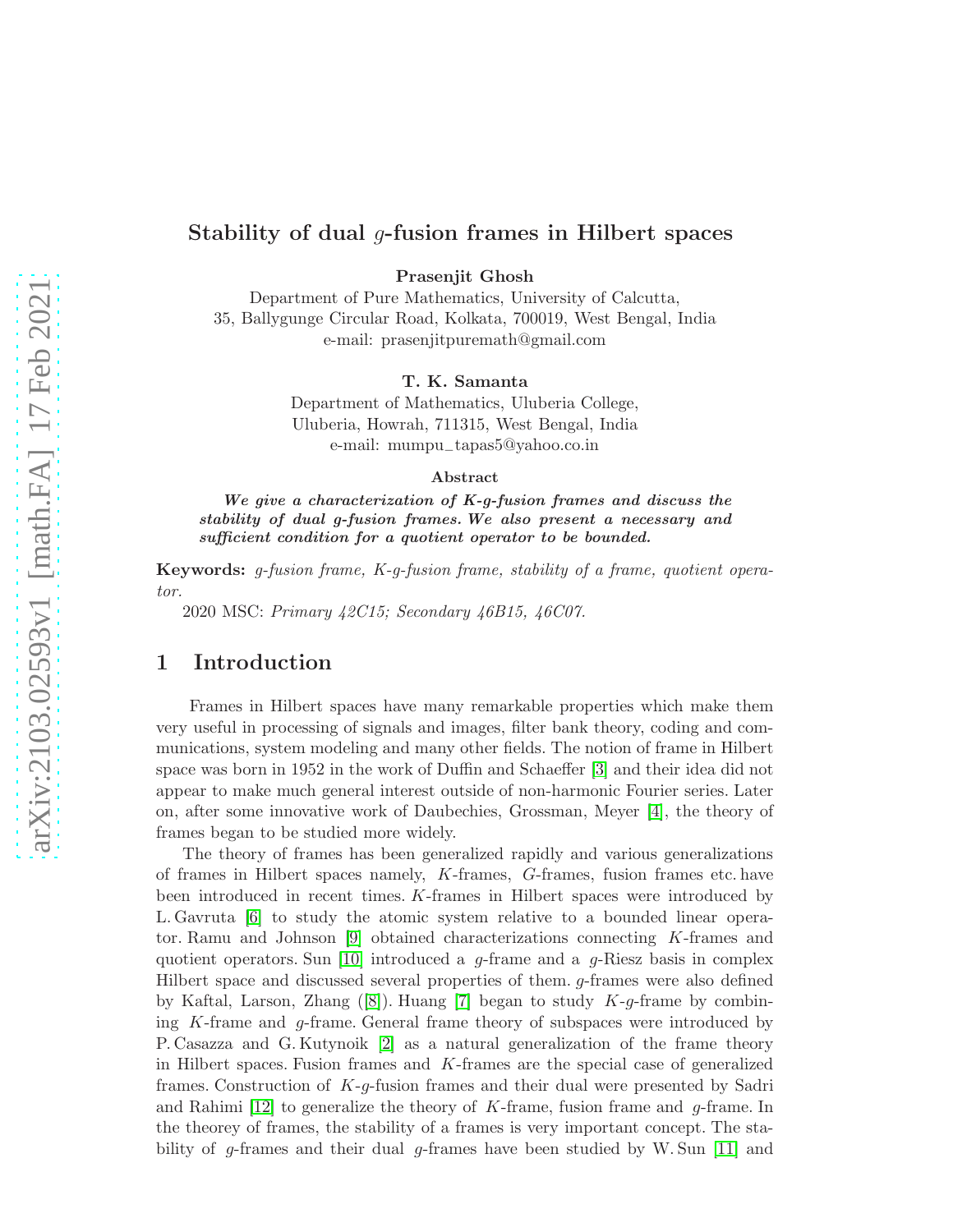# Stability of dual $g$-fusion frames in Hilbert spaces

**Prasenjit Ghosh**

Department of Pure Mathematics, University of Calcutta,
35, Ballygunge Circular Road, Kolkata, 700019, West Bengal, India
e-mail: prasenjitpuremath@gmail.com

**T. K. Samanta**

Department of Mathematics, Uluberia College,
Uluberia, Howrah, 711315, West Bengal, India
e-mail: mumpu_tapas5@yahoo.co.in

**Abstract**

***We give a characterization of K-g-fusion frames and discuss the stability of dual g-fusion frames. We also present a necessary and sufficient condition for a quotient operator to be bounded.***

**Keywords:** *g-fusion frame, K-g-fusion frame, stability of a frame, quotient operator.*

2020 MSC: *Primary 42C15; Secondary 46B15, 46C07.*

## 1 Introduction

Frames in Hilbert spaces have many remarkable properties which make them very useful in processing of signals and images, filter bank theory, coding and communications, system modeling and many other fields. The notion of frame in Hilbert space was born in 1952 in the work of Duffin and Schaeffer [3] and their idea did not appear to make much general interest outside of non-harmonic Fourier series. Later on, after some innovative work of Daubechies, Grossman, Meyer [4], the theory of frames began to be studied more widely.

The theory of frames has been generalized rapidly and various generalizations of frames in Hilbert spaces namely, $K$-frames, $G$-frames, fusion frames etc. have been introduced in recent times. $K$-frames in Hilbert spaces were introduced by L. Gavruta [6] to study the atomic system relative to a bounded linear operator. Ramu and Johnson [9] obtained characterizations connecting $K$-frames and quotient operators. Sun [10] introduced a $g$-frame and a $g$-Riesz basis in complex Hilbert space and discussed several properties of them. $g$-frames were also defined by Kaftal, Larson, Zhang ([8]). Huang [7] began to study $K$-$g$-frame by combining $K$-frame and $g$-frame. General frame theory of subspaces were introduced by P. Casazza and G. Kutynoik [2] as a natural generalization of the frame theory in Hilbert spaces. Fusion frames and $K$-frames are the special case of generalized frames. Construction of $K$-$g$-fusion frames and their dual were presented by Sadri and Rahimi [12] to generalize the theory of $K$-frame, fusion frame and $g$-frame. In the theorey of frames, the stability of a frames is very important concept. The stability of $g$-frames and their dual $g$-frames have been studied by W. Sun [11] and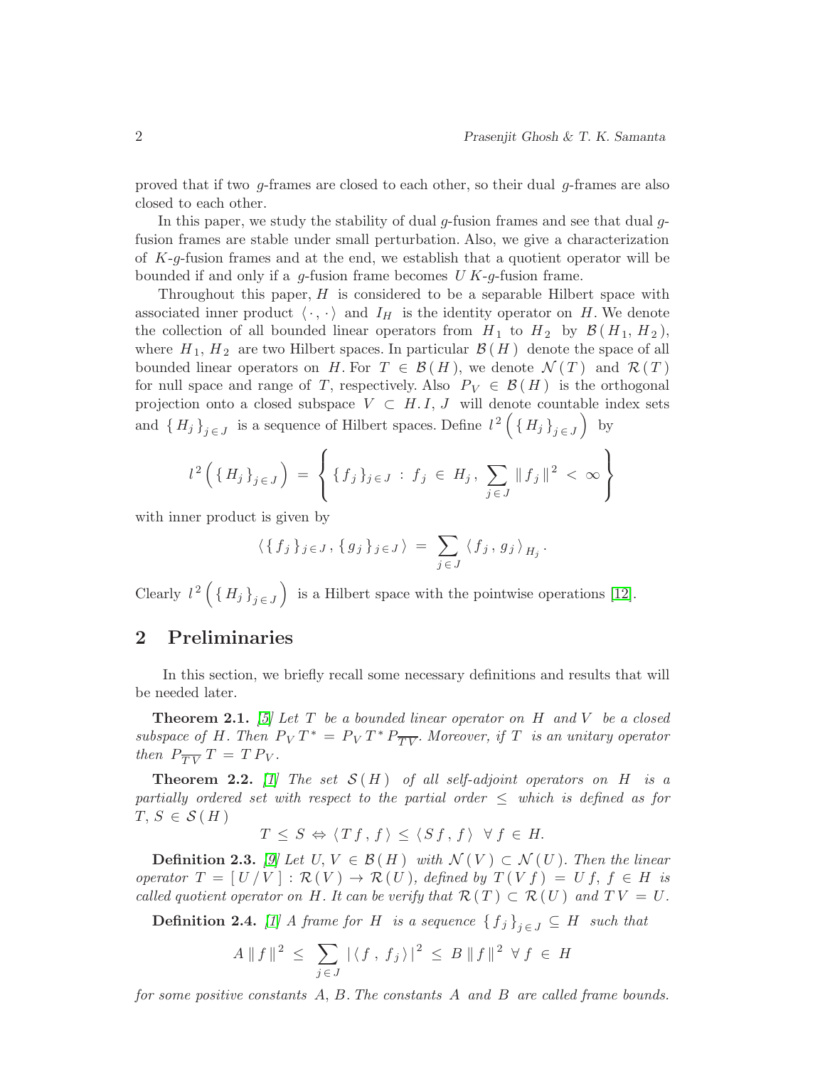proved that if two $g$-frames are closed to each other, so their dual $g$-frames are also closed to each other.

In this paper, we study the stability of dual $g$-fusion frames and see that dual $g$-fusion frames are stable under small perturbation. Also, we give a characterization of $K$-$g$-fusion frames and at the end, we establish that a quotient operator will be bounded if and only if a $g$-fusion frame becomes $UK$-$g$-fusion frame.

Throughout this paper, $H$ is considered to be a separable Hilbert space with associated inner product $\langle \cdot, \cdot \rangle$ and $I_H$ is the identity operator on $H$. We denote the collection of all bounded linear operators from $H_1$ to $H_2$ by $\mathcal{B}(H_1, H_2)$, where $H_1, H_2$ are two Hilbert spaces. In particular $\mathcal{B}(H)$ denote the space of all bounded linear operators on $H$. For $T \in \mathcal{B}(H)$, we denote $\mathcal{N}(T)$ and $\mathcal{R}(T)$ for null space and range of $T$, respectively. Also $P_V \in \mathcal{B}(H)$ is the orthogonal projection onto a closed subspace $V \subset H$. $I$, $J$ will denote countable index sets and $\{H_j\}_{j \in J}$ is a sequence of Hilbert spaces. Define $l^2\left(\{H_j\}_{j \in J}\right)$ by

$$l^2\left(\{H_j\}_{j \in J}\right) = \left\{ \{f_j\}_{j \in J} : f_j \in H_j, \sum_{j \in J} \|f_j\|^2 < \infty \right\}$$

with inner product is given by

$$\langle \{f_j\}_{j \in J}, \{g_j\}_{j \in J} \rangle = \sum_{j \in J} \langle f_j, g_j \rangle_{H_j}.$$

Clearly $l^2\left(\{H_j\}_{j \in J}\right)$ is a Hilbert space with the pointwise operations [12].

## 2 Preliminaries

In this section, we briefly recall some necessary definitions and results that will be needed later.

**Theorem 2.1.** [5] *Let $T$ be a bounded linear operator on $H$ and $V$ be a closed subspace of $H$. Then $P_V T^* = P_V T^* P_{\overline{TV}}$. Moreover, if $T$ is an unitary operator then $P_{\overline{TV}} T = T P_V$.*

**Theorem 2.2.** [1] *The set $\mathcal{S}(H)$ of all self-adjoint operators on $H$ is a partially ordered set with respect to the partial order $\leq$ which is defined as for $T, S \in \mathcal{S}(H)$*

$$T \leq S \Leftrightarrow \langle Tf, f \rangle \leq \langle Sf, f \rangle \;\; \forall f \in H.$$

**Definition 2.3.** [9] *Let $U, V \in \mathcal{B}(H)$ with $\mathcal{N}(V) \subset \mathcal{N}(U)$. Then the linear operator $T = [U/V] : \mathcal{R}(V) \to \mathcal{R}(U)$, defined by $T(Vf) = Uf$, $f \in H$ is called quotient operator on $H$. It can be verify that $\mathcal{R}(T) \subset \mathcal{R}(U)$ and $TV = U$.*

**Definition 2.4.** [1] *A frame for $H$ is a sequence $\{f_j\}_{j \in J} \subseteq H$ such that*

$$A\|f\|^2 \leq \sum_{j \in J} |\langle f, f_j \rangle|^2 \leq B\|f\|^2 \;\; \forall f \in H$$

*for some positive constants $A$, $B$. The constants $A$ and $B$ are called frame bounds.*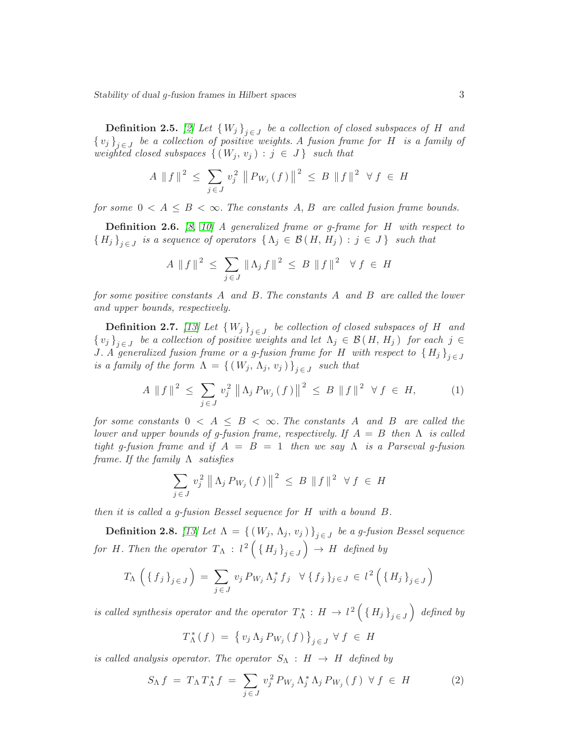**Definition 2.5.** [2] *Let $\{W_j\}_{j \in J}$ be a collection of closed subspaces of $H$ and $\{v_j\}_{j \in J}$ be a collection of positive weights. A fusion frame for $H$ is a family of weighted closed subspaces $\{(W_j, v_j) : j \in J\}$ such that*

$$A \|f\|^2 \leq \sum_{j \in J} v_j^2 \left\| P_{W_j}(f) \right\|^2 \leq B \|f\|^2 \quad \forall f \in H$$

*for some $0 < A \leq B < \infty$. The constants $A, B$ are called fusion frame bounds.*

**Definition 2.6.** [8, 10] *A generalized frame or g-frame for $H$ with respect to $\{H_j\}_{j \in J}$ is a sequence of operators $\{\Lambda_j \in \mathcal{B}(H, H_j) : j \in J\}$ such that*

$$A \|f\|^2 \leq \sum_{j \in J} \|\Lambda_j f\|^2 \leq B \|f\|^2 \quad \forall f \in H$$

*for some positive constants $A$ and $B$. The constants $A$ and $B$ are called the lower and upper bounds, respectively.*

**Definition 2.7.** [13] *Let $\{W_j\}_{j \in J}$ be collection of closed subspaces of $H$ and $\{v_j\}_{j \in J}$ be a collection of positive weights and let $\Lambda_j \in \mathcal{B}(H, H_j)$ for each $j \in J$. A generalized fusion frame or a g-fusion frame for $H$ with respect to $\{H_j\}_{j \in J}$ is a family of the form $\Lambda = \{(W_j, \Lambda_j, v_j)\}_{j \in J}$ such that*

$$A \|f\|^2 \leq \sum_{j \in J} v_j^2 \left\| \Lambda_j P_{W_j}(f) \right\|^2 \leq B \|f\|^2 \quad \forall f \in H, \tag{1}$$

*for some constants $0 < A \leq B < \infty$. The constants $A$ and $B$ are called the lower and upper bounds of g-fusion frame, respectively. If $A = B$ then $\Lambda$ is called tight g-fusion frame and if $A = B = 1$ then we say $\Lambda$ is a Parseval g-fusion frame. If the family $\Lambda$ satisfies*

$$\sum_{j \in J} v_j^2 \left\| \Lambda_j P_{W_j}(f) \right\|^2 \leq B \|f\|^2 \quad \forall f \in H$$

*then it is called a g-fusion Bessel sequence for $H$ with a bound $B$.*

**Definition 2.8.** [13] *Let $\Lambda = \{(W_j, \Lambda_j, v_j)\}_{j \in J}$ be a g-fusion Bessel sequence for $H$. Then the operator $T_\Lambda : l^2\left(\{H_j\}_{j \in J}\right) \to H$ defined by*

$$T_\Lambda\left(\{f_j\}_{j \in J}\right) = \sum_{j \in J} v_j P_{W_j} \Lambda_j^* f_j \quad \forall \{f_j\}_{j \in J} \in l^2\left(\{H_j\}_{j \in J}\right)$$

*is called synthesis operator and the operator $T_\Lambda^* : H \to l^2\left(\{H_j\}_{j \in J}\right)$ defined by*

$$T_\Lambda^*(f) = \left\{v_j \Lambda_j P_{W_j}(f)\right\}_{j \in J} \quad \forall f \in H$$

*is called analysis operator. The operator $S_\Lambda : H \to H$ defined by*

$$S_\Lambda f = T_\Lambda T_\Lambda^* f = \sum_{j \in J} v_j^2 P_{W_j} \Lambda_j^* \Lambda_j P_{W_j}(f) \quad \forall f \in H \tag{2}$$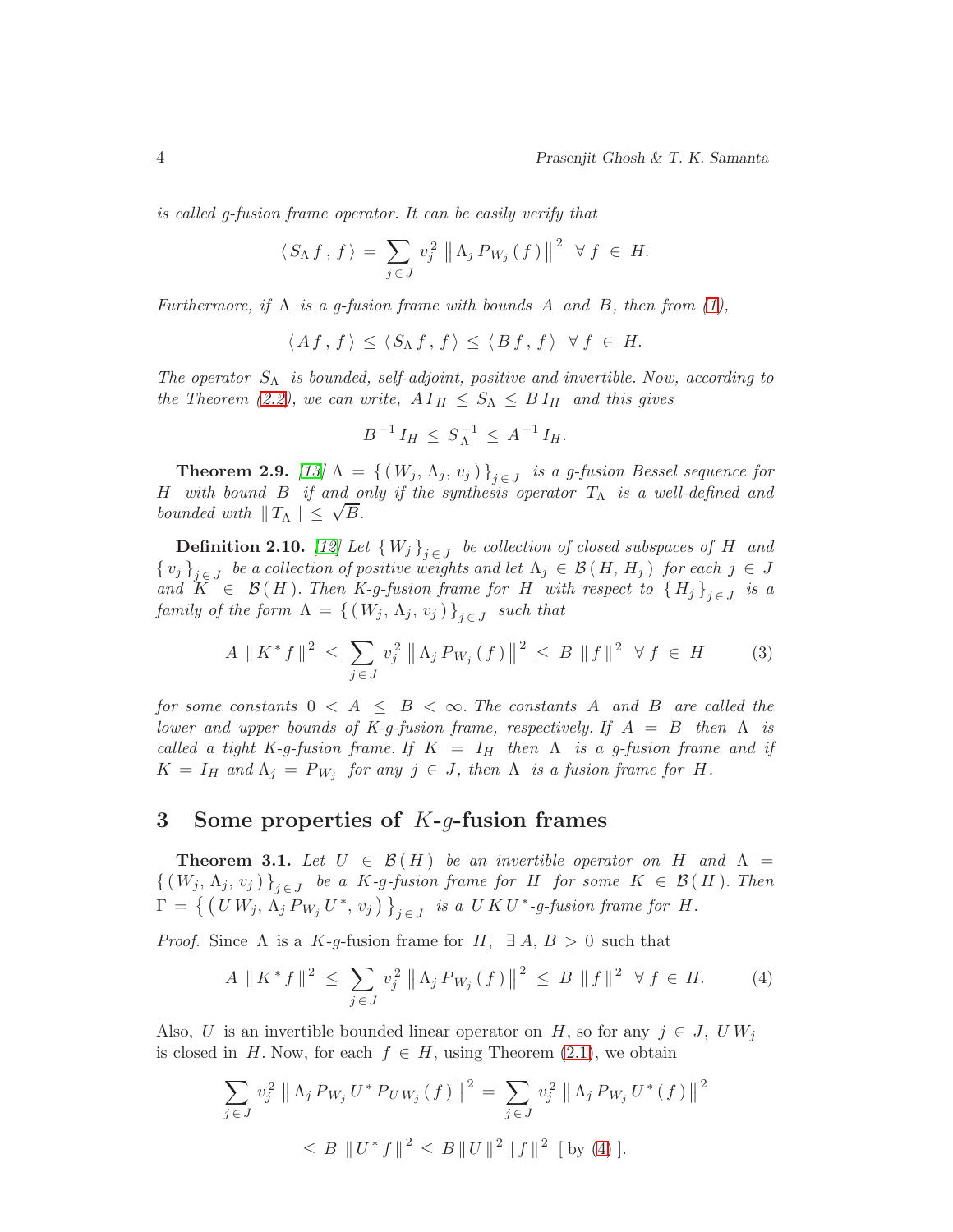*is called g-fusion frame operator. It can be easily verify that*

$$\langle S_{\Lambda} f, f \rangle = \sum_{j \in J} v_j^2 \left\| \Lambda_j P_{W_j}(f) \right\|^2 \;\; \forall f \in H.$$

*Furthermore, if $\Lambda$ is a g-fusion frame with bounds $A$ and $B$, then from (1),*

$$\langle A f, f \rangle \leq \langle S_{\Lambda} f, f \rangle \leq \langle B f, f \rangle \;\; \forall f \in H.$$

*The operator $S_{\Lambda}$ is bounded, self-adjoint, positive and invertible. Now, according to the Theorem (2.2), we can write, $A I_H \leq S_{\Lambda} \leq B I_H$ and this gives*

$$B^{-1} I_H \leq S_{\Lambda}^{-1} \leq A^{-1} I_H.$$

**Theorem 2.9.** *[13] $\Lambda = \{ (W_j, \Lambda_j, v_j) \}_{j \in J}$ is a g-fusion Bessel sequence for $H$ with bound $B$ if and only if the synthesis operator $T_{\Lambda}$ is a well-defined and bounded with $\| T_{\Lambda} \| \leq \sqrt{B}$.*

**Definition 2.10.** *[12] Let $\{ W_j \}_{j \in J}$ be collection of closed subspaces of $H$ and $\{ v_j \}_{j \in J}$ be a collection of positive weights and let $\Lambda_j \in \mathcal{B}(H, H_j)$ for each $j \in J$ and $K \in \mathcal{B}(H)$. Then K-g-fusion frame for $H$ with respect to $\{ H_j \}_{j \in J}$ is a family of the form $\Lambda = \{ (W_j, \Lambda_j, v_j) \}_{j \in J}$ such that*

$$A \| K^* f \|^2 \leq \sum_{j \in J} v_j^2 \left\| \Lambda_j P_{W_j}(f) \right\|^2 \leq B \| f \|^2 \;\; \forall f \in H \tag{3}$$

*for some constants $0 < A \leq B < \infty$. The constants $A$ and $B$ are called the lower and upper bounds of K-g-fusion frame, respectively. If $A = B$ then $\Lambda$ is called a tight K-g-fusion frame. If $K = I_H$ then $\Lambda$ is a g-fusion frame and if $K = I_H$ and $\Lambda_j = P_{W_j}$ for any $j \in J$, then $\Lambda$ is a fusion frame for $H$.*

## 3 Some properties of $K$-$g$-fusion frames

**Theorem 3.1.** *Let $U \in \mathcal{B}(H)$ be an invertible operator on $H$ and $\Lambda = \{ (W_j, \Lambda_j, v_j) \}_{j \in J}$ be a $K$-g-fusion frame for $H$ for some $K \in \mathcal{B}(H)$. Then $\Gamma = \left\{ \left( U W_j, \Lambda_j P_{W_j} U^*, v_j \right) \right\}_{j \in J}$ is a $U K U^*$-g-fusion frame for $H$.*

*Proof.* Since $\Lambda$ is a $K$-$g$-fusion frame for $H$, $\exists A, B > 0$ such that

$$A \| K^* f \|^2 \leq \sum_{j \in J} v_j^2 \left\| \Lambda_j P_{W_j}(f) \right\|^2 \leq B \| f \|^2 \;\; \forall f \in H. \tag{4}$$

Also, $U$ is an invertible bounded linear operator on $H$, so for any $j \in J$, $U W_j$ is closed in $H$. Now, for each $f \in H$, using Theorem (2.1), we obtain

$$\sum_{j \in J} v_j^2 \left\| \Lambda_j P_{W_j} U^* P_{U W_j}(f) \right\|^2 = \sum_{j \in J} v_j^2 \left\| \Lambda_j P_{W_j} U^*(f) \right\|^2$$

$$\leq B \| U^* f \|^2 \leq B \| U \|^2 \| f \|^2 \;\; [\text{ by (4) }].$$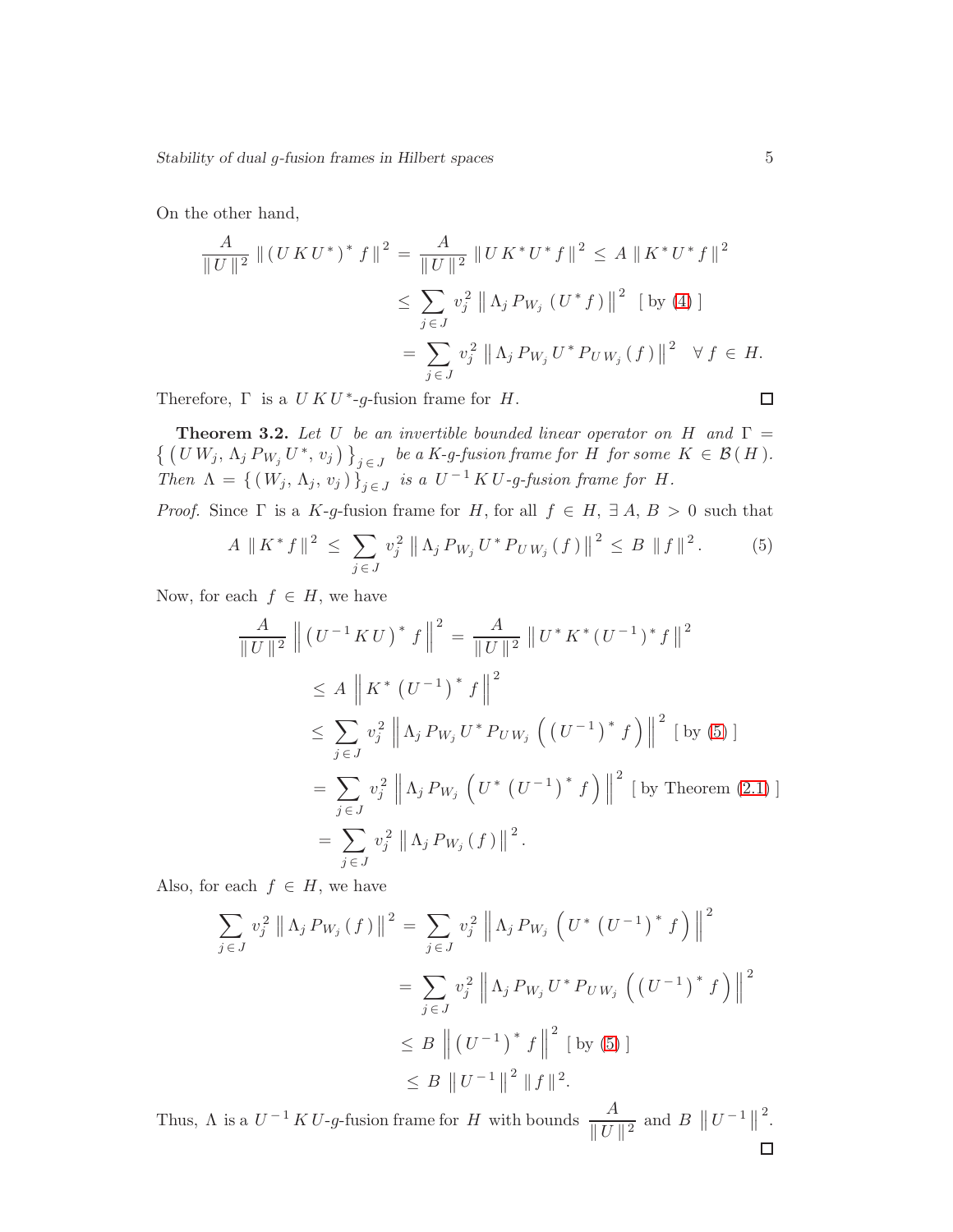On the other hand,

$$
\begin{aligned}
\frac{A}{\|U\|^2}\,\|(U K U^*)^* f\|^2 &= \frac{A}{\|U\|^2}\,\|U K^* U^* f\|^2 \leq A\,\|K^* U^* f\|^2 \\
&\leq \sum_{j \in J} v_j^2\,\left\|\Lambda_j P_{W_j}\,(U^* f)\right\|^2 \;\; [\text{ by } (4)\,] \\
&= \sum_{j \in J} v_j^2\,\left\|\Lambda_j P_{W_j} U^* P_{U W_j}(f)\right\|^2 \quad \forall\, f \in H.
\end{aligned}
$$

Therefore, $\Gamma$ is a $U K U^*$-$g$-fusion frame for $H$. $\square$

**Theorem 3.2.** *Let $U$ be an invertible bounded linear operator on $H$ and $\Gamma = \left\{ \left( U W_j,\, \Lambda_j P_{W_j} U^*,\, v_j \right) \right\}_{j \in J}$ be a $K$-$g$-fusion frame for $H$ for some $K \in \mathcal{B}(H)$. Then $\Lambda = \{ (W_j,\, \Lambda_j,\, v_j) \}_{j \in J}$ is a $U^{-1} K U$-$g$-fusion frame for $H$.*

*Proof.* Since $\Gamma$ is a $K$-$g$-fusion frame for $H$, for all $f \in H$, $\exists\, A, B > 0$ such that

$$
A\,\|K^* f\|^2 \leq \sum_{j \in J} v_j^2\,\left\|\Lambda_j P_{W_j} U^* P_{U W_j}(f)\right\|^2 \leq B\,\|f\|^2. \tag{5}
$$

Now, for each $f \in H$, we have

$$
\begin{aligned}
\frac{A}{\|U\|^2}\,\left\|\left(U^{-1} K U\right)^* f\right\|^2 &= \frac{A}{\|U\|^2}\,\left\|U^* K^* (U^{-1})^* f\right\|^2 \\
&\leq A\,\left\|K^*\left(U^{-1}\right)^* f\right\|^2 \\
&\leq \sum_{j \in J} v_j^2\,\left\|\Lambda_j P_{W_j} U^* P_{U W_j}\left(\left(U^{-1}\right)^* f\right)\right\|^2 \;\; [\text{ by } (5)\,] \\
&= \sum_{j \in J} v_j^2\,\left\|\Lambda_j P_{W_j}\left(U^*\left(U^{-1}\right)^* f\right)\right\|^2 \;\; [\text{ by Theorem } (2.1)\,] \\
&= \sum_{j \in J} v_j^2\,\left\|\Lambda_j P_{W_j}(f)\right\|^2.
\end{aligned}
$$

Also, for each $f \in H$, we have

$$
\begin{aligned}
\sum_{j \in J} v_j^2\,\left\|\Lambda_j P_{W_j}(f)\right\|^2 &= \sum_{j \in J} v_j^2\,\left\|\Lambda_j P_{W_j}\left(U^*\left(U^{-1}\right)^* f\right)\right\|^2 \\
&= \sum_{j \in J} v_j^2\,\left\|\Lambda_j P_{W_j} U^* P_{U W_j}\left(\left(U^{-1}\right)^* f\right)\right\|^2 \\
&\leq B\,\left\|\left(U^{-1}\right)^* f\right\|^2 \;\; [\text{ by } (5)\,] \\
&\leq B\,\left\|U^{-1}\right\|^2\,\|f\|^2.
\end{aligned}
$$

Thus, $\Lambda$ is a $U^{-1} K U$-$g$-fusion frame for $H$ with bounds $\dfrac{A}{\|U\|^2}$ and $B\,\left\|U^{-1}\right\|^2$. $\square$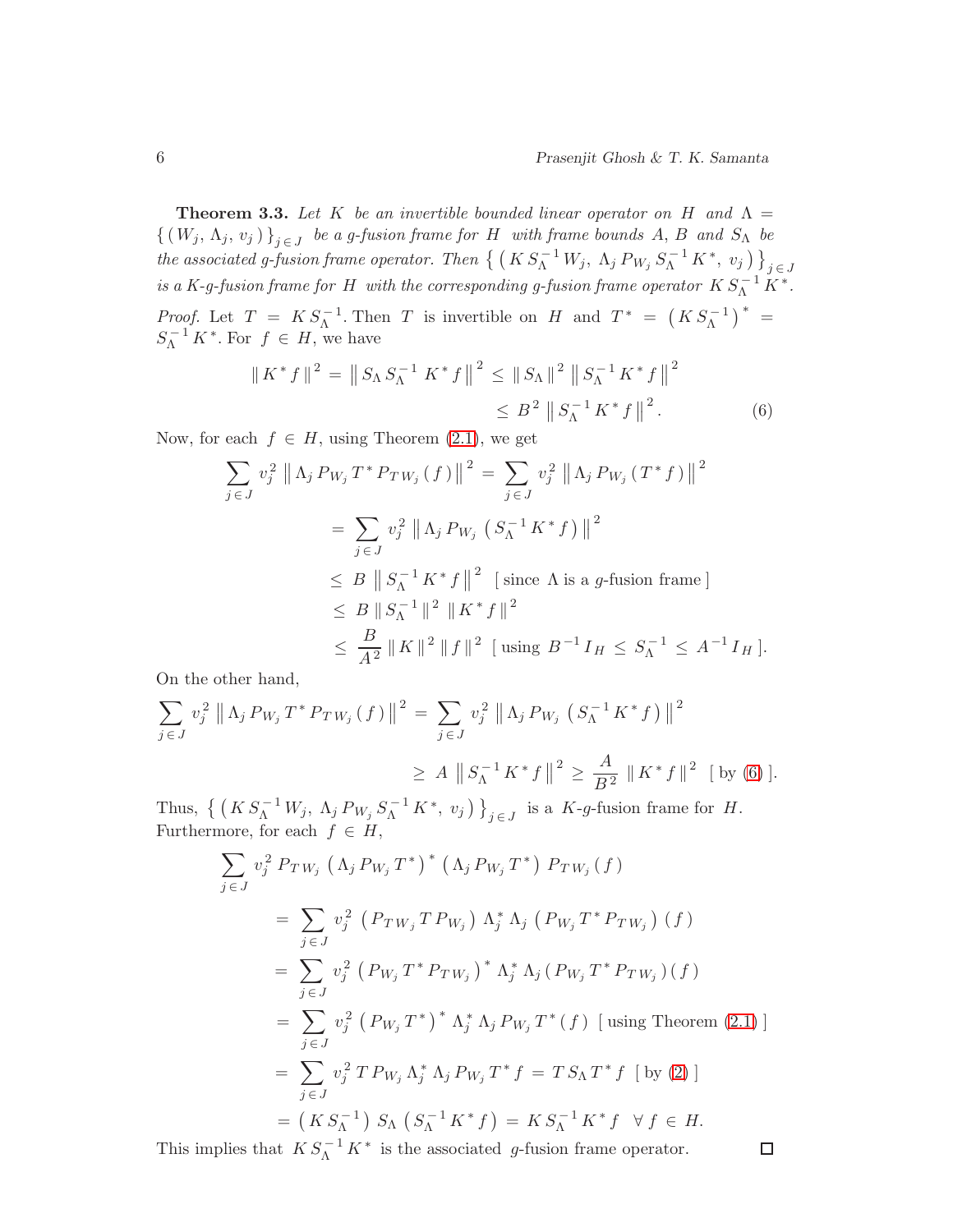**Theorem 3.3.** *Let $K$ be an invertible bounded linear operator on $H$ and $\Lambda = \{ (W_j, \Lambda_j, v_j) \}_{j \in J}$ be a g-fusion frame for $H$ with frame bounds $A, B$ and $S_\Lambda$ be the associated g-fusion frame operator. Then $\{ (K S_\Lambda^{-1} W_j, \Lambda_j P_{W_j} S_\Lambda^{-1} K^*, v_j) \}_{j \in J}$ is a K-g-fusion frame for $H$ with the corresponding g-fusion frame operator $K S_\Lambda^{-1} K^*$.*

*Proof.* Let $T = K S_\Lambda^{-1}$. Then $T$ is invertible on $H$ and $T^* = (K S_\Lambda^{-1})^* = S_\Lambda^{-1} K^*$. For $f \in H$, we have

$$\| K^* f \|^2 = \left\| S_\Lambda S_\Lambda^{-1} K^* f \right\|^2 \leq \| S_\Lambda \|^2 \left\| S_\Lambda^{-1} K^* f \right\|^2 \leq B^2 \left\| S_\Lambda^{-1} K^* f \right\|^2. \tag{6}$$

Now, for each $f \in H$, using Theorem (2.1), we get

$$\begin{aligned}
\sum_{j \in J} v_j^2 \left\| \Lambda_j P_{W_j} T^* P_{T W_j} (f) \right\|^2 &= \sum_{j \in J} v_j^2 \left\| \Lambda_j P_{W_j} (T^* f) \right\|^2 \\
&= \sum_{j \in J} v_j^2 \left\| \Lambda_j P_{W_j} \left( S_\Lambda^{-1} K^* f \right) \right\|^2 \\
&\leq B \left\| S_\Lambda^{-1} K^* f \right\|^2 \ [\text{ since } \Lambda \text{ is a } g\text{-fusion frame} ] \\
&\leq B \| S_\Lambda^{-1} \|^2 \| K^* f \|^2 \\
&\leq \frac{B}{A^2} \| K \|^2 \| f \|^2 \ [\text{ using } B^{-1} I_H \leq S_\Lambda^{-1} \leq A^{-1} I_H ].
\end{aligned}$$

On the other hand,

$$\begin{aligned}
\sum_{j \in J} v_j^2 \left\| \Lambda_j P_{W_j} T^* P_{T W_j} (f) \right\|^2 &= \sum_{j \in J} v_j^2 \left\| \Lambda_j P_{W_j} \left( S_\Lambda^{-1} K^* f \right) \right\|^2 \\
&\geq A \left\| S_\Lambda^{-1} K^* f \right\|^2 \geq \frac{A}{B^2} \| K^* f \|^2 \ [\text{ by } (6) ].
\end{aligned}$$

Thus, $\{ (K S_\Lambda^{-1} W_j, \Lambda_j P_{W_j} S_\Lambda^{-1} K^*, v_j) \}_{j \in J}$ is a $K$-$g$-fusion frame for $H$. Furthermore, for each $f \in H$,

$$\begin{aligned}
&\sum_{j \in J} v_j^2 P_{T W_j} \left( \Lambda_j P_{W_j} T^* \right)^* \left( \Lambda_j P_{W_j} T^* \right) P_{T W_j} (f) \\
&= \sum_{j \in J} v_j^2 \left( P_{T W_j} T P_{W_j} \right) \Lambda_j^* \Lambda_j \left( P_{W_j} T^* P_{T W_j} \right) (f) \\
&= \sum_{j \in J} v_j^2 \left( P_{W_j} T^* P_{T W_j} \right)^* \Lambda_j^* \Lambda_j \left( P_{W_j} T^* P_{T W_j} \right) (f) \\
&= \sum_{j \in J} v_j^2 \left( P_{W_j} T^* \right)^* \Lambda_j^* \Lambda_j P_{W_j} T^* (f) \ [\text{ using Theorem } (2.1) ] \\
&= \sum_{j \in J} v_j^2 T P_{W_j} \Lambda_j^* \Lambda_j P_{W_j} T^* f = T S_\Lambda T^* f \ [\text{ by } (2) ] \\
&= \left( K S_\Lambda^{-1} \right) S_\Lambda \left( S_\Lambda^{-1} K^* f \right) = K S_\Lambda^{-1} K^* f \quad \forall f \in H.
\end{aligned}$$

This implies that $K S_\Lambda^{-1} K^*$ is the associated $g$-fusion frame operator. $\square$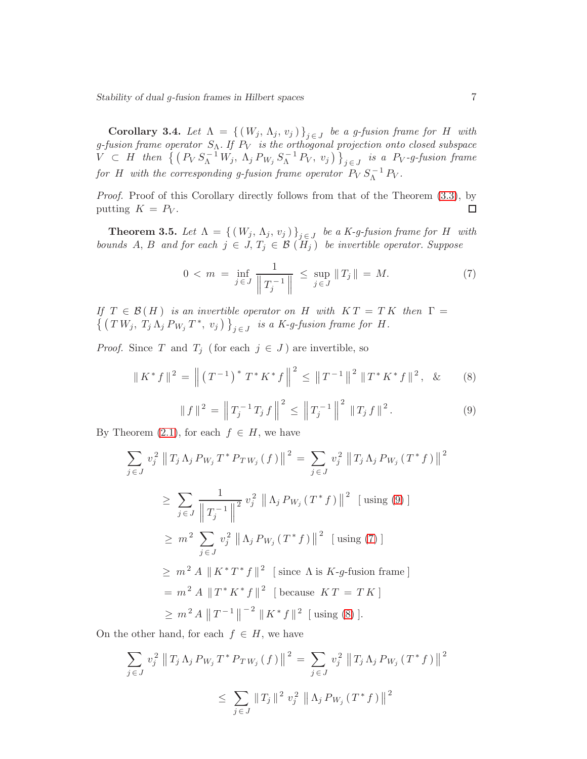**Corollary 3.4.** *Let $\Lambda = \{ ( W_j, \Lambda_j, v_j ) \}_{j \in J}$ be a g-fusion frame for $H$ with g-fusion frame operator $S_\Lambda$. If $P_V$ is the orthogonal projection onto closed subspace $V \subset H$ then $\{ ( P_V S_\Lambda^{-1} W_j, \Lambda_j P_{W_j} S_\Lambda^{-1} P_V, v_j ) \}_{j \in J}$ is a $P_V$-g-fusion frame for $H$ with the corresponding g-fusion frame operator $P_V S_\Lambda^{-1} P_V$.*

*Proof.* Proof of this Corollary directly follows from that of the Theorem (3.3), by putting $K = P_V$. □

**Theorem 3.5.** *Let $\Lambda = \{ ( W_j, \Lambda_j, v_j ) \}_{j \in J}$ be a K-g-fusion frame for $H$ with bounds $A, B$ and for each $j \in J, T_j \in \mathcal{B}(H_j)$ be invertible operator. Suppose*

$$0 < m = \inf_{j \in J} \frac{1}{\left\| T_j^{-1} \right\|} \leq \sup_{j \in J} \| T_j \| = M. \tag{7}$$

*If $T \in \mathcal{B}(H)$ is an invertible operator on $H$ with $KT = TK$ then $\Gamma = \{ ( T W_j, T_j \Lambda_j P_{W_j} T^*, v_j ) \}_{j \in J}$ is a K-g-fusion frame for $H$.*

*Proof.* Since $T$ and $T_j$ (for each $j \in J$) are invertible, so

$$\| K^* f \|^2 = \left\| \left( T^{-1} \right)^* T^* K^* f \right\|^2 \leq \left\| T^{-1} \right\|^2 \| T^* K^* f \|^2, \quad \& \tag{8}$$

$$\| f \|^2 = \left\| T_j^{-1} T_j f \right\|^2 \leq \left\| T_j^{-1} \right\|^2 \| T_j f \|^2. \tag{9}$$

By Theorem (2.1), for each $f \in H$, we have

$$\begin{aligned}
\sum_{j \in J} v_j^2 \left\| T_j \Lambda_j P_{W_j} T^* P_{T W_j}(f) \right\|^2 &= \sum_{j \in J} v_j^2 \left\| T_j \Lambda_j P_{W_j}(T^* f) \right\|^2 \\
&\geq \sum_{j \in J} \frac{1}{\left\| T_j^{-1} \right\|^2} v_j^2 \left\| \Lambda_j P_{W_j}(T^* f) \right\|^2 \quad [\text{ using } (9)\,] \\
&\geq m^2 \sum_{j \in J} v_j^2 \left\| \Lambda_j P_{W_j}(T^* f) \right\|^2 \quad [\text{ using } (7)\,] \\
&\geq m^2 A \| K^* T^* f \|^2 \quad [\text{ since } \Lambda \text{ is } K\text{-}g\text{-fusion frame}\,] \\
&= m^2 A \| T^* K^* f \|^2 \quad [\text{ because } KT = TK\,] \\
&\geq m^2 A \left\| T^{-1} \right\|^{-2} \| K^* f \|^2 \quad [\text{ using } (8)\,].
\end{aligned}$$

On the other hand, for each $f \in H$, we have

$$\begin{aligned}
\sum_{j \in J} v_j^2 \left\| T_j \Lambda_j P_{W_j} T^* P_{T W_j}(f) \right\|^2 &= \sum_{j \in J} v_j^2 \left\| T_j \Lambda_j P_{W_j}(T^* f) \right\|^2 \\
&\leq \sum_{j \in J} \| T_j \|^2 v_j^2 \left\| \Lambda_j P_{W_j}(T^* f) \right\|^2
\end{aligned}$$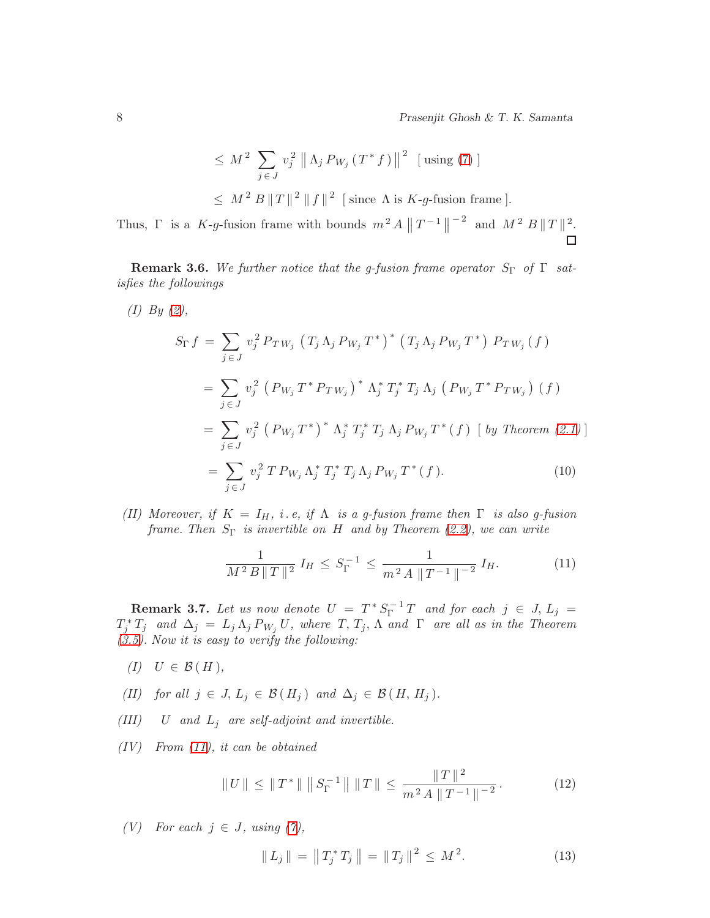$$\leq M^{2} \sum_{j \in J} v_{j}^{2} \left\| \Lambda_{j} P_{W_{j}} (T^{*} f) \right\|^{2} \;\; [\text{ using } (7) \,]$$

$$\leq M^{2} B \| T \|^{2} \| f \|^{2} \;\; [\text{ since } \Lambda \text{ is } K\text{-}g\text{-fusion frame} \,].$$

Thus, $\Gamma$ is a $K$-$g$-fusion frame with bounds $m^{2} A \left\| T^{-1} \right\|^{-2}$ and $M^{2} B \| T \|^{2}$. □

**Remark 3.6.** *We further notice that the g-fusion frame operator $S_{\Gamma}$ of $\Gamma$ satisfies the followings*

*(I) By (2),*

$$\begin{aligned}
S_{\Gamma} f &= \sum_{j \in J} v_{j}^{2} P_{T W_{j}} \left( T_{j} \Lambda_{j} P_{W_{j}} T^{*} \right)^{*} \left( T_{j} \Lambda_{j} P_{W_{j}} T^{*} \right) P_{T W_{j}} (f) \\
&= \sum_{j \in J} v_{j}^{2} \left( P_{W_{j}} T^{*} P_{T W_{j}} \right)^{*} \Lambda_{j}^{*} T_{j}^{*} T_{j} \Lambda_{j} \left( P_{W_{j}} T^{*} P_{T W_{j}} \right) (f) \\
&= \sum_{j \in J} v_{j}^{2} \left( P_{W_{j}} T^{*} \right)^{*} \Lambda_{j}^{*} T_{j}^{*} T_{j} \Lambda_{j} P_{W_{j}} T^{*} (f) \;\; [\text{ by Theorem } (2.1) \,] \\
&= \sum_{j \in J} v_{j}^{2} \, T P_{W_{j}} \Lambda_{j}^{*} T_{j}^{*} T_{j} \Lambda_{j} P_{W_{j}} T^{*} (f). \qquad (10)
\end{aligned}$$

*(II) Moreover, if $K = I_{H}$, i.e, if $\Lambda$ is a g-fusion frame then $\Gamma$ is also g-fusion frame. Then $S_{\Gamma}$ is invertible on $H$ and by Theorem (2.2), we can write*

$$\frac{1}{M^{2} B \| T \|^{2}} I_{H} \leq S_{\Gamma}^{-1} \leq \frac{1}{m^{2} A \left\| T^{-1} \right\|^{-2}} I_{H}. \qquad (11)$$

**Remark 3.7.** *Let us now denote $U = T^{*} S_{\Gamma}^{-1} T$ and for each $j \in J$, $L_{j} = T_{j}^{*} T_{j}$ and $\Delta_{j} = L_{j} \Lambda_{j} P_{W_{j}} U$, where $T, T_{j}, \Lambda$ and $\Gamma$ are all as in the Theorem (3.5). Now it is easy to verify the following:*

*(I)* $U \in \mathcal{B}(H)$,

*(II) for all $j \in J$, $L_{j} \in \mathcal{B}(H_{j})$ and $\Delta_{j} \in \mathcal{B}(H, H_{j})$.*

*(III) $U$ and $L_{j}$ are self-adjoint and invertible.*

*(IV) From (11), it can be obtained*

$$\| U \| \leq \| T^{*} \| \left\| S_{\Gamma}^{-1} \right\| \| T \| \leq \frac{\| T \|^{2}}{m^{2} A \left\| T^{-1} \right\|^{-2}}. \qquad (12)$$

*(V) For each $j \in J$, using (7),*

$$\| L_{j} \| = \left\| T_{j}^{*} T_{j} \right\| = \| T_{j} \|^{2} \leq M^{2}. \qquad (13)$$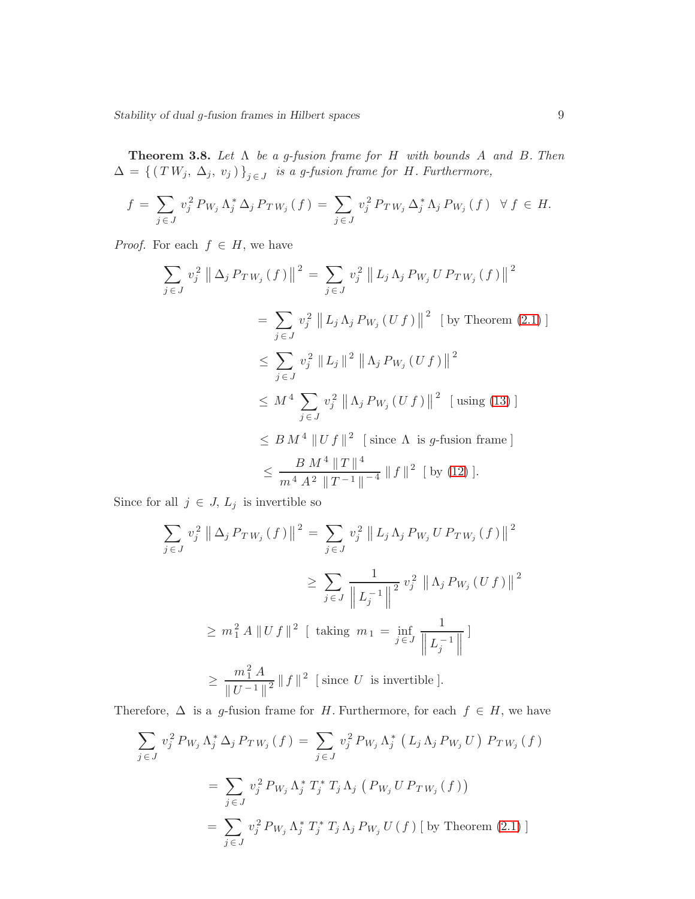**Theorem 3.8.** *Let $\Lambda$ be a g-fusion frame for $H$ with bounds $A$ and $B$. Then $\Delta = \{(T W_j, \Delta_j, v_j)\}_{j \in J}$ is a g-fusion frame for $H$. Furthermore,*

$$f = \sum_{j \in J} v_j^2 P_{W_j} \Lambda_j^* \Delta_j P_{T W_j}(f) = \sum_{j \in J} v_j^2 P_{T W_j} \Delta_j^* \Lambda_j P_{W_j}(f) \quad \forall f \in H.$$

*Proof.* For each $f \in H$, we have

$$\sum_{j \in J} v_j^2 \left\| \Delta_j P_{T W_j}(f) \right\|^2 = \sum_{j \in J} v_j^2 \left\| L_j \Lambda_j P_{W_j} U P_{T W_j}(f) \right\|^2$$

$$= \sum_{j \in J} v_j^2 \left\| L_j \Lambda_j P_{W_j}(U f) \right\|^2 \;\; [\text{ by Theorem (2.1) }]$$

$$\leq \sum_{j \in J} v_j^2 \left\| L_j \right\|^2 \left\| \Lambda_j P_{W_j}(U f) \right\|^2$$

$$\leq M^4 \sum_{j \in J} v_j^2 \left\| \Lambda_j P_{W_j}(U f) \right\|^2 \;\; [\text{ using (13) }]$$

$$\leq B M^4 \left\| U f \right\|^2 \;\; [\text{ since } \Lambda \text{ is } g\text{-fusion frame }]$$

$$\leq \frac{B M^4 \left\| T \right\|^4}{m^4 A^2 \left\| T^{-1} \right\|^{-4}} \left\| f \right\|^2 \;\; [\text{ by (12) }].$$

Since for all $j \in J$, $L_j$ is invertible so

$$\sum_{j \in J} v_j^2 \left\| \Delta_j P_{T W_j}(f) \right\|^2 = \sum_{j \in J} v_j^2 \left\| L_j \Lambda_j P_{W_j} U P_{T W_j}(f) \right\|^2$$

$$\geq \sum_{j \in J} \frac{1}{\left\| L_j^{-1} \right\|^2} v_j^2 \left\| \Lambda_j P_{W_j}(U f) \right\|^2$$

$$\geq m_1^2 A \left\| U f \right\|^2 \;\; [\text{ taking } m_1 = \inf_{j \in J} \frac{1}{\left\| L_j^{-1} \right\|} ]$$

$$\geq \frac{m_1^2 A}{\left\| U^{-1} \right\|^2} \left\| f \right\|^2 \;\; [\text{ since } U \text{ is invertible }].$$

Therefore, $\Delta$ is a $g$-fusion frame for $H$. Furthermore, for each $f \in H$, we have

$$\sum_{j \in J} v_j^2 P_{W_j} \Lambda_j^* \Delta_j P_{T W_j}(f) = \sum_{j \in J} v_j^2 P_{W_j} \Lambda_j^* \left( L_j \Lambda_j P_{W_j} U \right) P_{T W_j}(f)$$

$$= \sum_{j \in J} v_j^2 P_{W_j} \Lambda_j^* T_j^* T_j \Lambda_j \left( P_{W_j} U P_{T W_j}(f) \right)$$

$$= \sum_{j \in J} v_j^2 P_{W_j} \Lambda_j^* T_j^* T_j \Lambda_j P_{W_j} U(f) \; [\text{ by Theorem (2.1) }]$$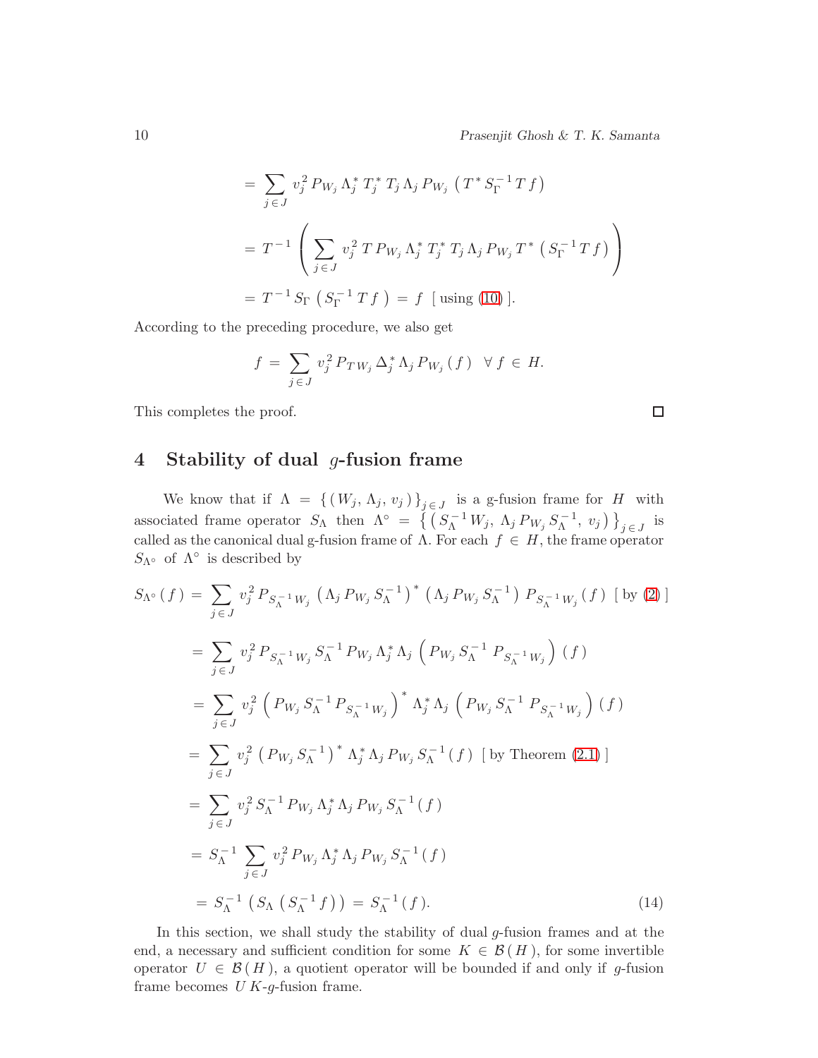$$= \sum_{j \in J} v_j^2 \, P_{W_j} \, \Lambda_j^* \, T_j^* \, T_j \, \Lambda_j \, P_{W_j} \left( T^* \, S_\Gamma^{-1} \, T \, f \right)$$

$$= T^{-1} \left( \sum_{j \in J} v_j^2 \, T \, P_{W_j} \, \Lambda_j^* \, T_j^* \, T_j \, \Lambda_j \, P_{W_j} \, T^* \left( S_\Gamma^{-1} \, T \, f \right) \right)$$

$$= T^{-1} \, S_\Gamma \left( S_\Gamma^{-1} \, T \, f \right) = f \ \ [\text{ using } (10) \ ].$$

According to the preceding procedure, we also get

$$f = \sum_{j \in J} v_j^2 \, P_{T \, W_j} \, \Delta_j^* \, \Lambda_j \, P_{W_j} \, (f) \quad \forall \, f \in H.$$

This completes the proof. □

# 4 Stability of dual $g$-fusion frame

We know that if $\Lambda = \{ (W_j, \Lambda_j, v_j) \}_{j \in J}$ is a g-fusion frame for $H$ with associated frame operator $S_\Lambda$ then $\Lambda^\circ = \left\{ \left( S_\Lambda^{-1} W_j, \, \Lambda_j \, P_{W_j} \, S_\Lambda^{-1}, \, v_j \right) \right\}_{j \in J}$ is called as the canonical dual g-fusion frame of $\Lambda$. For each $f \in H$, the frame operator $S_{\Lambda^\circ}$ of $\Lambda^\circ$ is described by

$$S_{\Lambda^\circ}(f) = \sum_{j \in J} v_j^2 \, P_{S_\Lambda^{-1} W_j} \left( \Lambda_j \, P_{W_j} \, S_\Lambda^{-1} \right)^* \left( \Lambda_j \, P_{W_j} \, S_\Lambda^{-1} \right) P_{S_\Lambda^{-1} W_j} (f) \ \ [\text{ by } (2) \ ]$$

$$= \sum_{j \in J} v_j^2 \, P_{S_\Lambda^{-1} W_j} \, S_\Lambda^{-1} \, P_{W_j} \, \Lambda_j^* \, \Lambda_j \left( P_{W_j} \, S_\Lambda^{-1} \, P_{S_\Lambda^{-1} W_j} \right) (f)$$

$$= \sum_{j \in J} v_j^2 \left( P_{W_j} \, S_\Lambda^{-1} \, P_{S_\Lambda^{-1} W_j} \right)^* \Lambda_j^* \, \Lambda_j \left( P_{W_j} \, S_\Lambda^{-1} \, P_{S_\Lambda^{-1} W_j} \right) (f)$$

$$= \sum_{j \in J} v_j^2 \left( P_{W_j} \, S_\Lambda^{-1} \right)^* \Lambda_j^* \, \Lambda_j \, P_{W_j} \, S_\Lambda^{-1} (f) \ \ [\text{ by Theorem } (2.1) \ ]$$

$$= \sum_{j \in J} v_j^2 \, S_\Lambda^{-1} \, P_{W_j} \, \Lambda_j^* \, \Lambda_j \, P_{W_j} \, S_\Lambda^{-1} (f)$$

$$= S_\Lambda^{-1} \sum_{j \in J} v_j^2 \, P_{W_j} \, \Lambda_j^* \, \Lambda_j \, P_{W_j} \, S_\Lambda^{-1} (f)$$

$$= S_\Lambda^{-1} \left( S_\Lambda \left( S_\Lambda^{-1} f \right) \right) = S_\Lambda^{-1} (f). \tag{14}$$

In this section, we shall study the stability of dual $g$-fusion frames and at the end, a necessary and sufficient condition for some $K \in \mathcal{B}(H)$, for some invertible operator $U \in \mathcal{B}(H)$, a quotient operator will be bounded if and only if $g$-fusion frame becomes $U K$-$g$-fusion frame.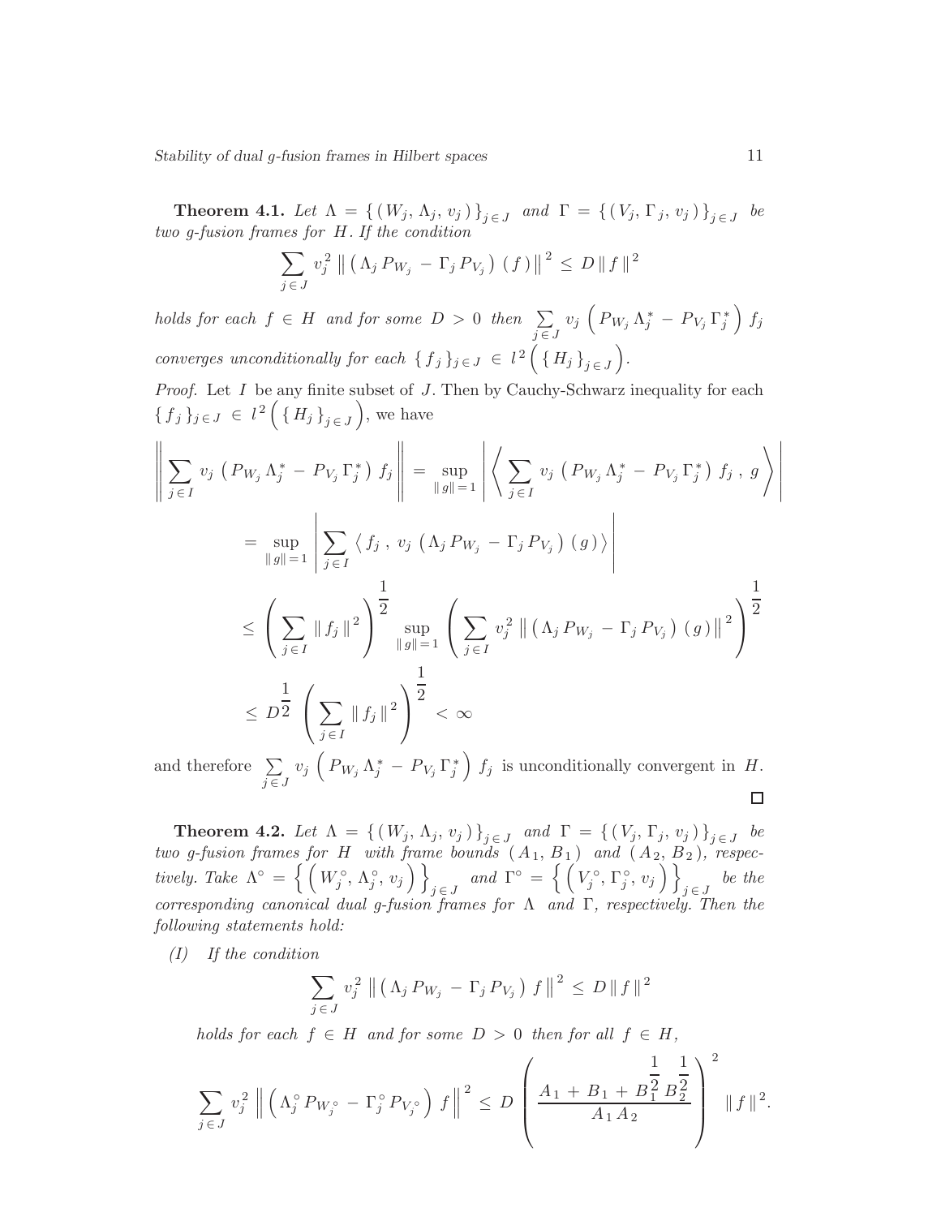**Theorem 4.1.** *Let $\Lambda = \{ (W_j, \Lambda_j, v_j) \}_{j \in J}$ and $\Gamma = \{ (V_j, \Gamma_j, v_j) \}_{j \in J}$ be two g-fusion frames for $H$. If the condition*

$$\sum_{j \in J} v_j^2 \left\| \left( \Lambda_j P_{W_j} - \Gamma_j P_{V_j} \right) (f) \right\|^2 \leq D \| f \|^2$$

*holds for each $f \in H$ and for some $D > 0$ then $\sum\limits_{j \in J} v_j \left( P_{W_j} \Lambda_j^* - P_{V_j} \Gamma_j^* \right) f_j$ converges unconditionally for each $\{ f_j \}_{j \in J} \in l^2 \left( \{ H_j \}_{j \in J} \right)$.*

*Proof.* Let $I$ be any finite subset of $J$. Then by Cauchy-Schwarz inequality for each $\{ f_j \}_{j \in J} \in l^2 \left( \{ H_j \}_{j \in J} \right)$, we have

$$\begin{aligned}
\left\| \sum_{j \in I} v_j \left( P_{W_j} \Lambda_j^* - P_{V_j} \Gamma_j^* \right) f_j \right\| &= \sup_{\| g \| = 1} \left| \left\langle \sum_{j \in I} v_j \left( P_{W_j} \Lambda_j^* - P_{V_j} \Gamma_j^* \right) f_j , g \right\rangle \right| \\
&= \sup_{\| g \| = 1} \left| \sum_{j \in I} \left\langle f_j , v_j \left( \Lambda_j P_{W_j} - \Gamma_j P_{V_j} \right) (g) \right\rangle \right| \\
&\leq \left( \sum_{j \in I} \| f_j \|^2 \right)^{\frac{1}{2}} \sup_{\| g \| = 1} \left( \sum_{j \in I} v_j^2 \left\| \left( \Lambda_j P_{W_j} - \Gamma_j P_{V_j} \right) (g) \right\|^2 \right)^{\frac{1}{2}} \\
&\leq D^{\frac{1}{2}} \left( \sum_{j \in I} \| f_j \|^2 \right)^{\frac{1}{2}} < \infty
\end{aligned}$$

and therefore $\sum\limits_{j \in J} v_j \left( P_{W_j} \Lambda_j^* - P_{V_j} \Gamma_j^* \right) f_j$ is unconditionally convergent in $H$. □

**Theorem 4.2.** *Let $\Lambda = \{ (W_j, \Lambda_j, v_j) \}_{j \in J}$ and $\Gamma = \{ (V_j, \Gamma_j, v_j) \}_{j \in J}$ be two g-fusion frames for $H$ with frame bounds $(A_1, B_1)$ and $(A_2, B_2)$, respectively. Take $\Lambda^\circ = \left\{ \left( W_j^\circ, \Lambda_j^\circ, v_j \right) \right\}_{j \in J}$ and $\Gamma^\circ = \left\{ \left( V_j^\circ, \Gamma_j^\circ, v_j \right) \right\}_{j \in J}$ be the corresponding canonical dual g-fusion frames for $\Lambda$ and $\Gamma$, respectively. Then the following statements hold:*

*(I) If the condition*

$$\sum_{j \in J} v_j^2 \left\| \left( \Lambda_j P_{W_j} - \Gamma_j P_{V_j} \right) f \right\|^2 \leq D \| f \|^2$$

*holds for each $f \in H$ and for some $D > 0$ then for all $f \in H$,*

$$\sum_{j \in J} v_j^2 \left\| \left( \Lambda_j^\circ P_{W_j^\circ} - \Gamma_j^\circ P_{V_j^\circ} \right) f \right\|^2 \leq D \left( \frac{A_1 + B_1 + B_1^{\frac{1}{2}} B_2^{\frac{1}{2}}}{A_1 A_2} \right)^2 \| f \|^2.$$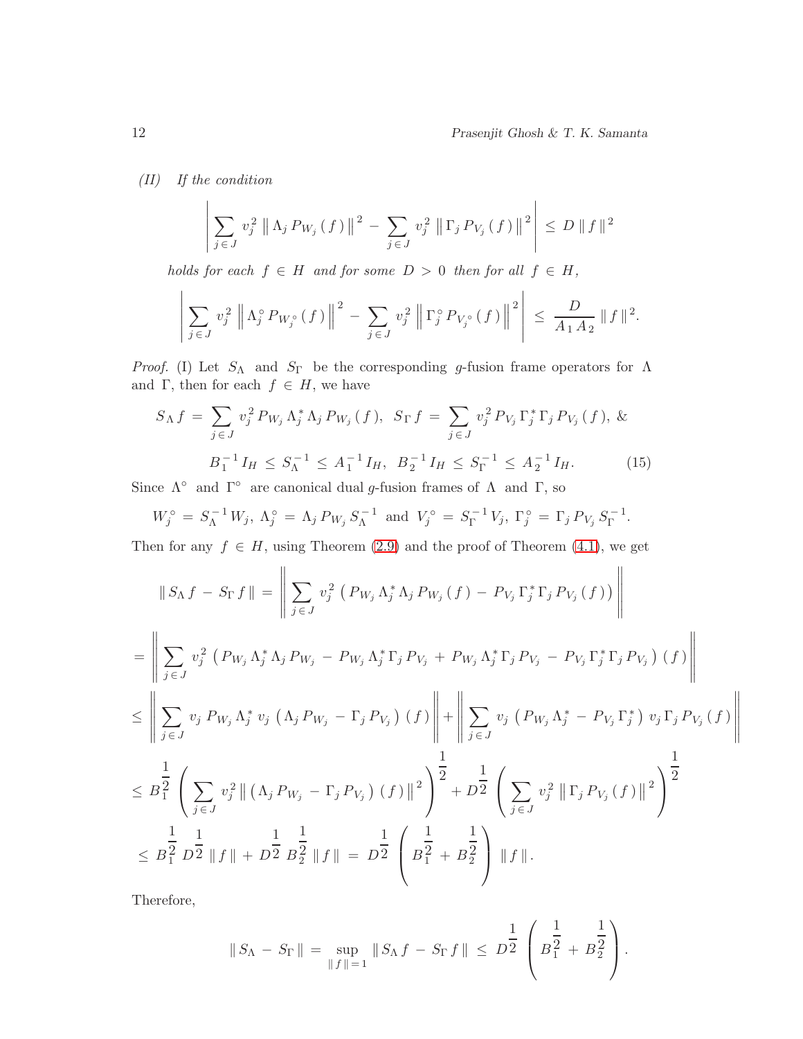*(II)* *If the condition*

$$\left|\sum_{j \in J} v_j^2 \left\| \Lambda_j P_{W_j}(f) \right\|^2 - \sum_{j \in J} v_j^2 \left\| \Gamma_j P_{V_j}(f) \right\|^2 \right| \leq D \, \|f\|^2$$

*holds for each* $f \in H$ *and for some* $D > 0$ *then for all* $f \in H$,

$$\left|\sum_{j \in J} v_j^2 \left\| \Lambda_j^{\circ} P_{W_j^{\circ}}(f) \right\|^2 - \sum_{j \in J} v_j^2 \left\| \Gamma_j^{\circ} P_{V_j^{\circ}}(f) \right\|^2 \right| \leq \frac{D}{A_1 A_2} \|f\|^2.$$

*Proof.* (I) Let $S_{\Lambda}$ and $S_{\Gamma}$ be the corresponding $g$-fusion frame operators for $\Lambda$ and $\Gamma$, then for each $f \in H$, we have

$$S_{\Lambda} f = \sum_{j \in J} v_j^2 P_{W_j} \Lambda_j^* \Lambda_j P_{W_j}(f), \;\; S_{\Gamma} f = \sum_{j \in J} v_j^2 P_{V_j} \Gamma_j^* \Gamma_j P_{V_j}(f), \; \&$$

$$B_1^{-1} I_H \leq S_{\Lambda}^{-1} \leq A_1^{-1} I_H, \;\; B_2^{-1} I_H \leq S_{\Gamma}^{-1} \leq A_2^{-1} I_H. \tag{15}$$

Since $\Lambda^{\circ}$ and $\Gamma^{\circ}$ are canonical dual $g$-fusion frames of $\Lambda$ and $\Gamma$, so

$$W_j^{\circ} = S_{\Lambda}^{-1} W_j, \; \Lambda_j^{\circ} = \Lambda_j P_{W_j} S_{\Lambda}^{-1} \text{ and } V_j^{\circ} = S_{\Gamma}^{-1} V_j, \; \Gamma_j^{\circ} = \Gamma_j P_{V_j} S_{\Gamma}^{-1}.$$

Then for any $f \in H$, using Theorem (2.9) and the proof of Theorem (4.1), we get

$$\|S_{\Lambda} f - S_{\Gamma} f\| = \left\| \sum_{j \in J} v_j^2 \left( P_{W_j} \Lambda_j^* \Lambda_j P_{W_j}(f) - P_{V_j} \Gamma_j^* \Gamma_j P_{V_j}(f) \right) \right\|$$

$$= \left\| \sum_{j \in J} v_j^2 \left( P_{W_j} \Lambda_j^* \Lambda_j P_{W_j} - P_{W_j} \Lambda_j^* \Gamma_j P_{V_j} + P_{W_j} \Lambda_j^* \Gamma_j P_{V_j} - P_{V_j} \Gamma_j^* \Gamma_j P_{V_j} \right)(f) \right\|$$

$$\leq \left\| \sum_{j \in J} v_j \, P_{W_j} \Lambda_j^* \, v_j \left( \Lambda_j P_{W_j} - \Gamma_j P_{V_j} \right)(f) \right\| + \left\| \sum_{j \in J} v_j \left( P_{W_j} \Lambda_j^* - P_{V_j} \Gamma_j^* \right) v_j \Gamma_j P_{V_j}(f) \right\|$$

$$\leq B_1^{\frac{1}{2}} \left( \sum_{j \in J} v_j^2 \left\| \left( \Lambda_j P_{W_j} - \Gamma_j P_{V_j} \right)(f) \right\|^2 \right)^{\frac{1}{2}} + D^{\frac{1}{2}} \left( \sum_{j \in J} v_j^2 \left\| \Gamma_j P_{V_j}(f) \right\|^2 \right)^{\frac{1}{2}}$$

$$\leq B_1^{\frac{1}{2}} D^{\frac{1}{2}} \|f\| + D^{\frac{1}{2}} B_2^{\frac{1}{2}} \|f\| = D^{\frac{1}{2}} \left( B_1^{\frac{1}{2}} + B_2^{\frac{1}{2}} \right) \|f\|.$$

Therefore,

$$\|S_{\Lambda} - S_{\Gamma}\| = \sup_{\|f\| = 1} \|S_{\Lambda} f - S_{\Gamma} f\| \leq D^{\frac{1}{2}} \left( B_1^{\frac{1}{2}} + B_2^{\frac{1}{2}} \right).$$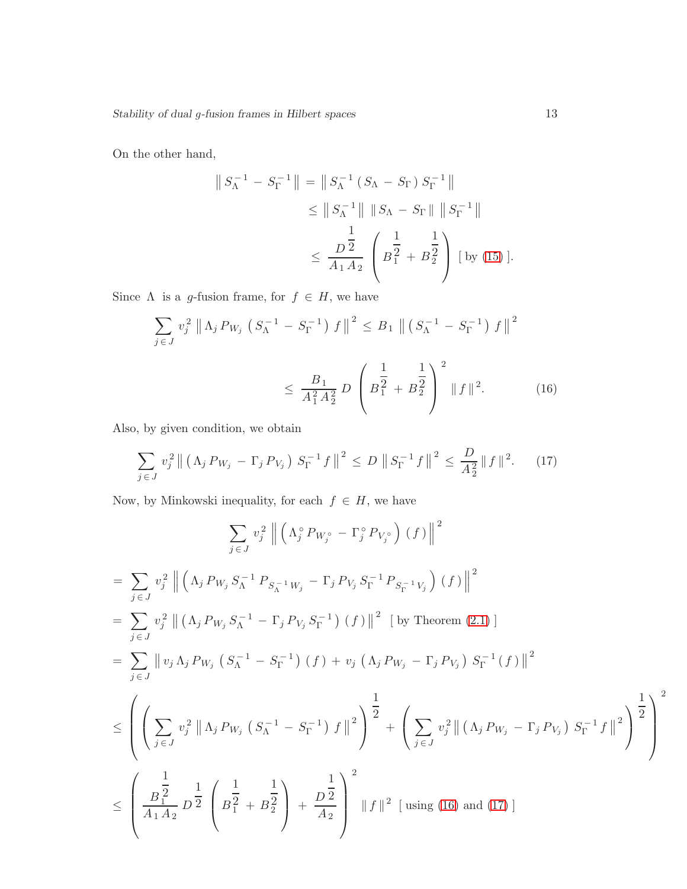On the other hand,

$$\begin{aligned}
\left\| S_{\Lambda}^{-1} - S_{\Gamma}^{-1} \right\| &= \left\| S_{\Lambda}^{-1} \left( S_{\Lambda} - S_{\Gamma} \right) S_{\Gamma}^{-1} \right\| \\
&\leq \left\| S_{\Lambda}^{-1} \right\| \left\| S_{\Lambda} - S_{\Gamma} \right\| \left\| S_{\Gamma}^{-1} \right\| \\
&\leq \frac{D^{\frac{1}{2}}}{A_1 A_2} \left( B_1^{\frac{1}{2}} + B_2^{\frac{1}{2}} \right) \text{ [ by (15) ].}
\end{aligned}$$

Since $\Lambda$ is a $g$-fusion frame, for $f \in H$, we have

$$\begin{aligned}
\sum_{j \in J} v_j^2 \left\| \Lambda_j P_{W_j} \left( S_{\Lambda}^{-1} - S_{\Gamma}^{-1} \right) f \right\|^2 &\leq B_1 \left\| \left( S_{\Lambda}^{-1} - S_{\Gamma}^{-1} \right) f \right\|^2 \\
&\leq \frac{B_1}{A_1^2 A_2^2} D \left( B_1^{\frac{1}{2}} + B_2^{\frac{1}{2}} \right)^2 \|f\|^2. \qquad (16)
\end{aligned}$$

Also, by given condition, we obtain

$$\sum_{j \in J} v_j^2 \left\| \left( \Lambda_j P_{W_j} - \Gamma_j P_{V_j} \right) S_{\Gamma}^{-1} f \right\|^2 \leq D \left\| S_{\Gamma}^{-1} f \right\|^2 \leq \frac{D}{A_2^2} \|f\|^2. \qquad (17)$$

Now, by Minkowski inequality, for each $f \in H$, we have

$$\sum_{j \in J} v_j^2 \left\| \left( \Lambda_j^{\circ} P_{W_j^{\circ}} - \Gamma_j^{\circ} P_{V_j^{\circ}} \right) (f) \right\|^2$$

$$\begin{aligned}
&= \sum_{j \in J} v_j^2 \left\| \left( \Lambda_j P_{W_j} S_{\Lambda}^{-1} P_{S_{\Lambda}^{-1} W_j} - \Gamma_j P_{V_j} S_{\Gamma}^{-1} P_{S_{\Gamma}^{-1} V_j} \right) (f) \right\|^2 \\
&= \sum_{j \in J} v_j^2 \left\| \left( \Lambda_j P_{W_j} S_{\Lambda}^{-1} - \Gamma_j P_{V_j} S_{\Gamma}^{-1} \right) (f) \right\|^2 \text{ [ by Theorem (2.1) ]} \\
&= \sum_{j \in J} \left\| v_j \Lambda_j P_{W_j} \left( S_{\Lambda}^{-1} - S_{\Gamma}^{-1} \right) (f) + v_j \left( \Lambda_j P_{W_j} - \Gamma_j P_{V_j} \right) S_{\Gamma}^{-1} (f) \right\|^2 \\
&\leq \left( \left( \sum_{j \in J} v_j^2 \left\| \Lambda_j P_{W_j} \left( S_{\Lambda}^{-1} - S_{\Gamma}^{-1} \right) f \right\|^2 \right)^{\frac{1}{2}} + \left( \sum_{j \in J} v_j^2 \left\| \left( \Lambda_j P_{W_j} - \Gamma_j P_{V_j} \right) S_{\Gamma}^{-1} f \right\|^2 \right)^{\frac{1}{2}} \right)^2 \\
&\leq \left( \frac{B_1^{\frac{1}{2}}}{A_1 A_2} D^{\frac{1}{2}} \left( B_1^{\frac{1}{2}} + B_2^{\frac{1}{2}} \right) + \frac{D^{\frac{1}{2}}}{A_2} \right)^2 \|f\|^2 \text{ [ using (16) and (17) ]}
\end{aligned}$$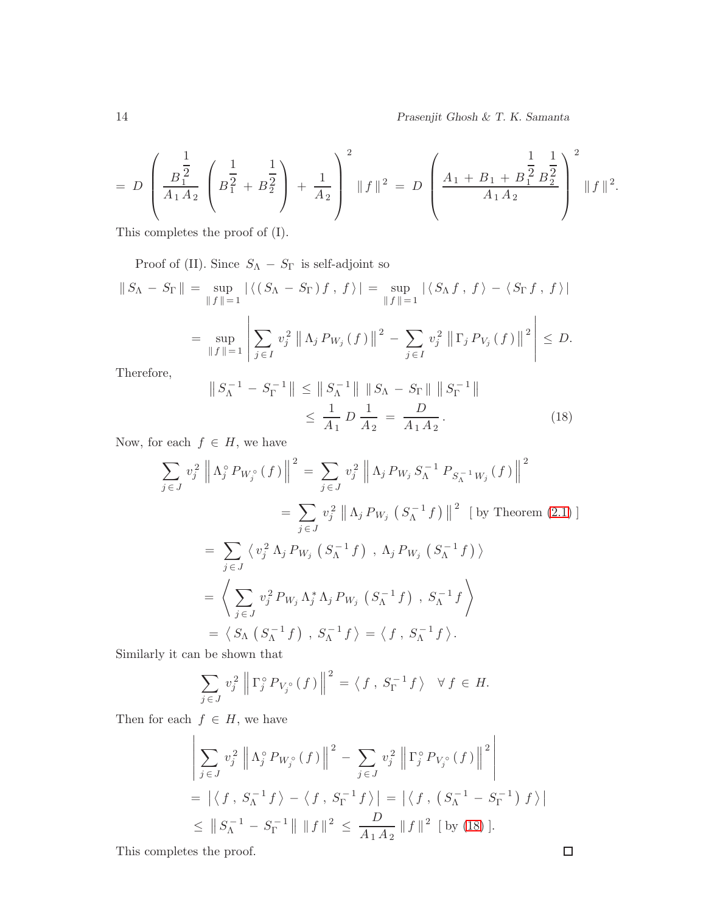$$= D \left( \frac{B_1^{\frac{1}{2}}}{A_1 A_2} \left( B_1^{\frac{1}{2}} + B_2^{\frac{1}{2}} \right) + \frac{1}{A_2} \right)^2 \|f\|^2 = D \left( \frac{A_1 + B_1 + B_1^{\frac{1}{2}} B_2^{\frac{1}{2}}}{A_1 A_2} \right)^2 \|f\|^2.$$

This completes the proof of (I).

Proof of (II). Since $S_\Lambda - S_\Gamma$ is self-adjoint so

$$\|S_\Lambda - S_\Gamma\| = \sup_{\|f\|=1} |\langle (S_\Lambda - S_\Gamma) f, f \rangle| = \sup_{\|f\|=1} |\langle S_\Lambda f, f \rangle - \langle S_\Gamma f, f \rangle|$$

$$= \sup_{\|f\|=1} \left| \sum_{j \in I} v_j^2 \left\| \Lambda_j P_{W_j}(f) \right\|^2 - \sum_{j \in I} v_j^2 \left\| \Gamma_j P_{V_j}(f) \right\|^2 \right| \leq D.$$

Therefore,

$$\|S_\Lambda^{-1} - S_\Gamma^{-1}\| \leq \|S_\Lambda^{-1}\| \, \|S_\Lambda - S_\Gamma\| \, \|S_\Gamma^{-1}\|$$
$$\leq \frac{1}{A_1} D \frac{1}{A_2} = \frac{D}{A_1 A_2}. \tag{18}$$

Now, for each $f \in H$, we have

$$\sum_{j \in J} v_j^2 \left\| \Lambda_j^\circ P_{W_j^\circ}(f) \right\|^2 = \sum_{j \in J} v_j^2 \left\| \Lambda_j P_{W_j} S_\Lambda^{-1} P_{S_\Lambda^{-1} W_j}(f) \right\|^2$$

$$= \sum_{j \in J} v_j^2 \left\| \Lambda_j P_{W_j} \left( S_\Lambda^{-1} f \right) \right\|^2 \quad [\text{ by Theorem (2.1) }]$$

$$= \sum_{j \in J} \left\langle v_j^2 \Lambda_j P_{W_j} \left( S_\Lambda^{-1} f \right), \Lambda_j P_{W_j} \left( S_\Lambda^{-1} f \right) \right\rangle$$

$$= \left\langle \sum_{j \in J} v_j^2 P_{W_j} \Lambda_j^* \Lambda_j P_{W_j} \left( S_\Lambda^{-1} f \right), S_\Lambda^{-1} f \right\rangle$$

$$= \left\langle S_\Lambda \left( S_\Lambda^{-1} f \right), S_\Lambda^{-1} f \right\rangle = \left\langle f, S_\Lambda^{-1} f \right\rangle.$$

Similarly it can be shown that

$$\sum_{j \in J} v_j^2 \left\| \Gamma_j^\circ P_{V_j^\circ}(f) \right\|^2 = \left\langle f, S_\Gamma^{-1} f \right\rangle \quad \forall f \in H.$$

Then for each $f \in H$, we have

$$\left| \sum_{j \in J} v_j^2 \left\| \Lambda_j^\circ P_{W_j^\circ}(f) \right\|^2 - \sum_{j \in J} v_j^2 \left\| \Gamma_j^\circ P_{V_j^\circ}(f) \right\|^2 \right|$$

$$= \left| \left\langle f, S_\Lambda^{-1} f \right\rangle - \left\langle f, S_\Gamma^{-1} f \right\rangle \right| = \left| \left\langle f, \left( S_\Lambda^{-1} - S_\Gamma^{-1} \right) f \right\rangle \right|$$

$$\leq \left\| S_\Lambda^{-1} - S_\Gamma^{-1} \right\| \|f\|^2 \leq \frac{D}{A_1 A_2} \|f\|^2 \quad [\text{ by (18) }].$$

This completes the proof. □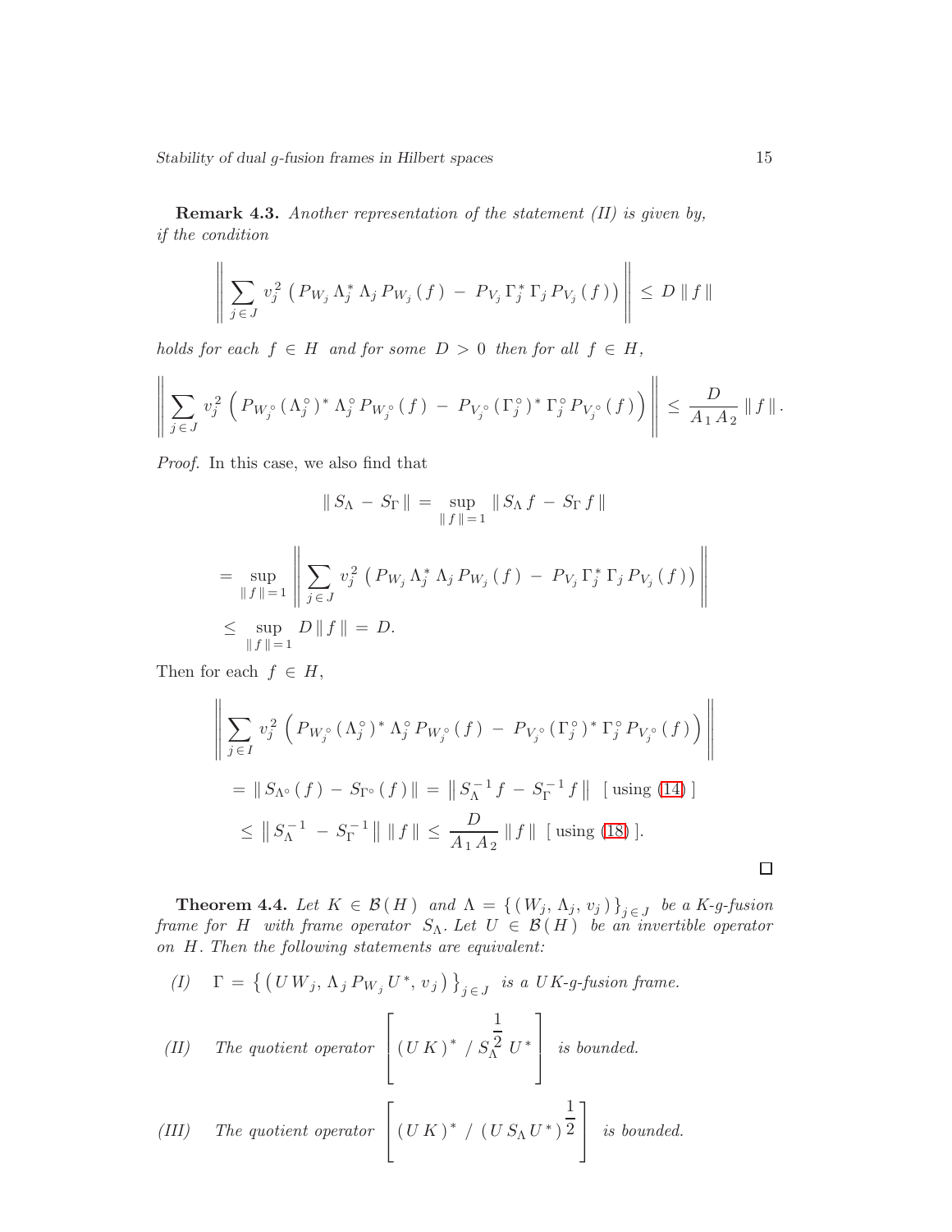**Remark 4.3.** *Another representation of the statement (II) is given by, if the condition*

$$\left\| \sum_{j \in J} v_j^2 \left( P_{W_j} \Lambda_j^* \Lambda_j P_{W_j}(f) - P_{V_j} \Gamma_j^* \Gamma_j P_{V_j}(f) \right) \right\| \leq D \| f \|$$

*holds for each $f \in H$ and for some $D > 0$ then for all $f \in H$,*

$$\left\| \sum_{j \in J} v_j^2 \left( P_{W_j^\circ} (\Lambda_j^\circ)^* \Lambda_j^\circ P_{W_j^\circ}(f) - P_{V_j^\circ} (\Gamma_j^\circ)^* \Gamma_j^\circ P_{V_j^\circ}(f) \right) \right\| \leq \frac{D}{A_1 A_2} \| f \|.$$

*Proof.* In this case, we also find that

$$\| S_\Lambda - S_\Gamma \| = \sup_{\| f \| = 1} \| S_\Lambda f - S_\Gamma f \|$$

$$= \sup_{\| f \| = 1} \left\| \sum_{j \in J} v_j^2 \left( P_{W_j} \Lambda_j^* \Lambda_j P_{W_j}(f) - P_{V_j} \Gamma_j^* \Gamma_j P_{V_j}(f) \right) \right\|$$

$$\leq \sup_{\| f \| = 1} D \| f \| = D.$$

Then for each $f \in H$,

$$\left\| \sum_{j \in I} v_j^2 \left( P_{W_j^\circ} (\Lambda_j^\circ)^* \Lambda_j^\circ P_{W_j^\circ}(f) - P_{V_j^\circ} (\Gamma_j^\circ)^* \Gamma_j^\circ P_{V_j^\circ}(f) \right) \right\|$$

$$= \| S_{\Lambda^\circ}(f) - S_{\Gamma^\circ}(f) \| = \left\| S_\Lambda^{-1} f - S_\Gamma^{-1} f \right\| \quad [\text{ using } (14) ]$$

$$\leq \left\| S_\Lambda^{-1} - S_\Gamma^{-1} \right\| \| f \| \leq \frac{D}{A_1 A_2} \| f \| \quad [\text{ using } (18) ].$$

□

**Theorem 4.4.** *Let $K \in \mathcal{B}(H)$ and $\Lambda = \{ (W_j, \Lambda_j, v_j) \}_{j \in J}$ be a $K$-g-fusion frame for $H$ with frame operator $S_\Lambda$. Let $U \in \mathcal{B}(H)$ be an invertible operator on $H$. Then the following statements are equivalent:*

*(I)* $\Gamma = \left\{ \left( U W_j, \Lambda_j P_{W_j} U^*, v_j \right) \right\}_{j \in J}$ *is a $UK$-g-fusion frame.*

*(II)* *The quotient operator* $\left[ (UK)^* / S_\Lambda^{\frac{1}{2}} U^* \right]$ *is bounded.*

*(III)* *The quotient operator* $\left[ (UK)^* / (U S_\Lambda U^*)^{\frac{1}{2}} \right]$ *is bounded.*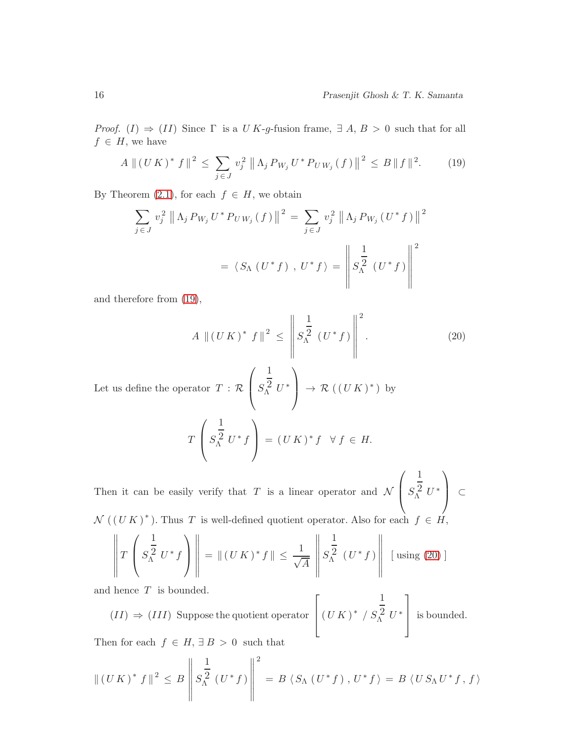*Proof.* $(I) \Rightarrow (II)$ Since $\Gamma$ is a $UK$-$g$-fusion frame, $\exists\, A,\, B > 0$ such that for all $f \in H$, we have

$$A \,\|\,(UK)^{*} f\,\|^{2} \leq \sum_{j \in J} v_{j}^{2} \left\|\Lambda_{j} P_{W_{j}} U^{*} P_{U W_{j}}(f)\right\|^{2} \leq B \,\|f\|^{2}. \tag{19}$$

By Theorem (2.1), for each $f \in H$, we obtain

$$\sum_{j \in J} v_{j}^{2} \left\|\Lambda_{j} P_{W_{j}} U^{*} P_{U W_{j}}(f)\right\|^{2} = \sum_{j \in J} v_{j}^{2} \left\|\Lambda_{j} P_{W_{j}}(U^{*} f)\right\|^{2}$$

$$= \langle S_{\Lambda}(U^{*} f),\, U^{*} f \rangle = \left\|S_{\Lambda}^{\frac{1}{2}}(U^{*} f)\right\|^{2}$$

and therefore from (19),

$$A \,\|\,(UK)^{*} f\,\|^{2} \leq \left\|S_{\Lambda}^{\frac{1}{2}}(U^{*} f)\right\|^{2}. \tag{20}$$

Let us define the operator $T : \mathcal{R}\left(S_{\Lambda}^{\frac{1}{2}} U^{*}\right) \to \mathcal{R}\left((UK)^{*}\right)$ by

$$T\left(S_{\Lambda}^{\frac{1}{2}} U^{*} f\right) = (UK)^{*} f \quad \forall\, f \in H.$$

Then it can be easily verify that $T$ is a linear operator and $\mathcal{N}\left(S_{\Lambda}^{\frac{1}{2}} U^{*}\right) \subset \mathcal{N}\left((UK)^{*}\right)$. Thus $T$ is well-defined quotient operator. Also for each $f \in H$,

$$\left\|T\left(S_{\Lambda}^{\frac{1}{2}} U^{*} f\right)\right\| = \|\,(UK)^{*} f\,\| \leq \frac{1}{\sqrt{A}} \left\|S_{\Lambda}^{\frac{1}{2}}(U^{*} f)\right\| \quad [\text{ using (20) }]$$

and hence $T$ is bounded.

$(II) \Rightarrow (III)$ Suppose the quotient operator $\left[(UK)^{*} \,/\, S_{\Lambda}^{\frac{1}{2}} U^{*}\right]$ is bounded. Then for each $f \in H$, $\exists\, B > 0$ such that

$$\|\,(UK)^{*} f\,\|^{2} \leq B \left\|S_{\Lambda}^{\frac{1}{2}}(U^{*} f)\right\|^{2} = B\, \langle S_{\Lambda}(U^{*} f),\, U^{*} f \rangle = B\, \langle U S_{\Lambda} U^{*} f,\, f \rangle$$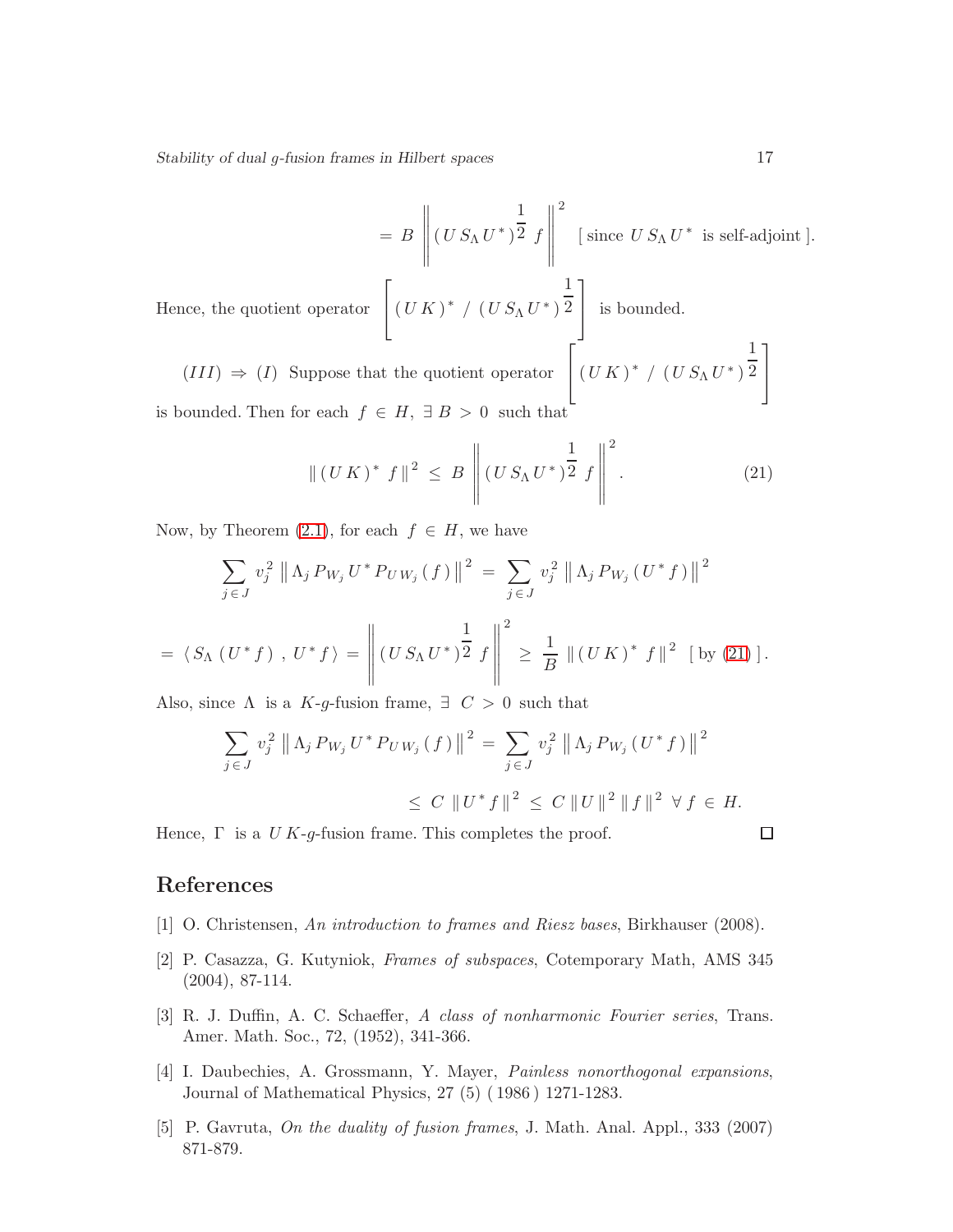$$= B \left\| (U S_\Lambda U^*)^{\frac{1}{2}} f \right\|^2 \quad [\text{ since } U S_\Lambda U^* \text{ is self-adjoint }].$$

Hence, the quotient operator $\left[ (U K)^* \,/\, (U S_\Lambda U^*)^{\frac{1}{2}} \right]$ is bounded.

$(III) \Rightarrow (I)$ Suppose that the quotient operator $\left[ (U K)^* \,/\, (U S_\Lambda U^*)^{\frac{1}{2}} \right]$ is bounded. Then for each $f \in H$, $\exists\, B > 0$ such that

$$\| (U K)^* f \|^2 \leq B \left\| (U S_\Lambda U^*)^{\frac{1}{2}} f \right\|^2. \tag{21}$$

Now, by Theorem (2.1), for each $f \in H$, we have

$$\sum_{j \in J} v_j^2 \left\| \Lambda_j P_{W_j} U^* P_{U W_j}(f) \right\|^2 = \sum_{j \in J} v_j^2 \left\| \Lambda_j P_{W_j} (U^* f) \right\|^2$$

$$= \langle S_\Lambda (U^* f), U^* f \rangle = \left\| (U S_\Lambda U^*)^{\frac{1}{2}} f \right\|^2 \geq \frac{1}{B} \| (U K)^* f \|^2 \quad [\text{ by (21) }].$$

Also, since $\Lambda$ is a $K$-$g$-fusion frame, $\exists\, C > 0$ such that

$$\sum_{j \in J} v_j^2 \left\| \Lambda_j P_{W_j} U^* P_{U W_j}(f) \right\|^2 = \sum_{j \in J} v_j^2 \left\| \Lambda_j P_{W_j} (U^* f) \right\|^2$$

$$\leq C \, \| U^* f \|^2 \leq C \, \| U \|^2 \, \| f \|^2 \;\; \forall\, f \in H.$$

Hence, $\Gamma$ is a $U K$-$g$-fusion frame. This completes the proof. $\square$

## References

[1] O. Christensen, *An introduction to frames and Riesz bases*, Birkhauser (2008).

[2] P. Casazza, G. Kutyniok, *Frames of subspaces*, Cotemporary Math, AMS 345 (2004), 87-114.

[3] R. J. Duffin, A. C. Schaeffer, *A class of nonharmonic Fourier series*, Trans. Amer. Math. Soc., 72, (1952), 341-366.

[4] I. Daubechies, A. Grossmann, Y. Mayer, *Painless nonorthogonal expansions*, Journal of Mathematical Physics, 27 (5) ( 1986 ) 1271-1283.

[5] P. Gavruta, *On the duality of fusion frames*, J. Math. Anal. Appl., 333 (2007) 871-879.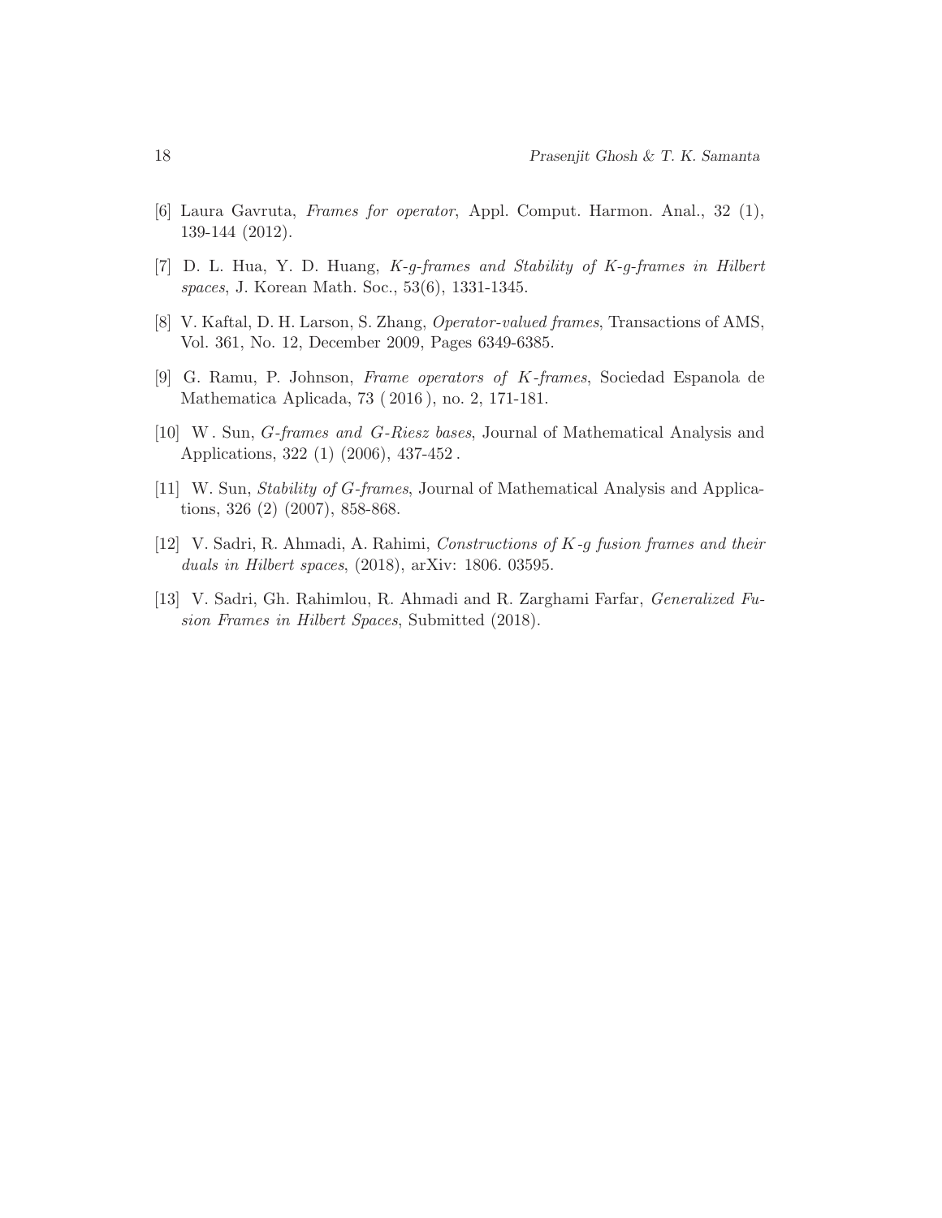[6] Laura Gavruta, *Frames for operator*, Appl. Comput. Harmon. Anal., 32 (1), 139-144 (2012).

[7] D. L. Hua, Y. D. Huang, *K-g-frames and Stability of K-g-frames in Hilbert spaces*, J. Korean Math. Soc., 53(6), 1331-1345.

[8] V. Kaftal, D. H. Larson, S. Zhang, *Operator-valued frames*, Transactions of AMS, Vol. 361, No. 12, December 2009, Pages 6349-6385.

[9] G. Ramu, P. Johnson, *Frame operators of K-frames*, Sociedad Espanola de Mathematica Aplicada, 73 ( 2016 ), no. 2, 171-181.

[10] W . Sun, *G-frames and G-Riesz bases*, Journal of Mathematical Analysis and Applications, 322 (1) (2006), 437-452 .

[11] W. Sun, *Stability of G-frames*, Journal of Mathematical Analysis and Applications, 326 (2) (2007), 858-868.

[12] V. Sadri, R. Ahmadi, A. Rahimi, *Constructions of K-g fusion frames and their duals in Hilbert spaces*, (2018), arXiv: 1806. 03595.

[13] V. Sadri, Gh. Rahimlou, R. Ahmadi and R. Zarghami Farfar, *Generalized Fusion Frames in Hilbert Spaces*, Submitted (2018).